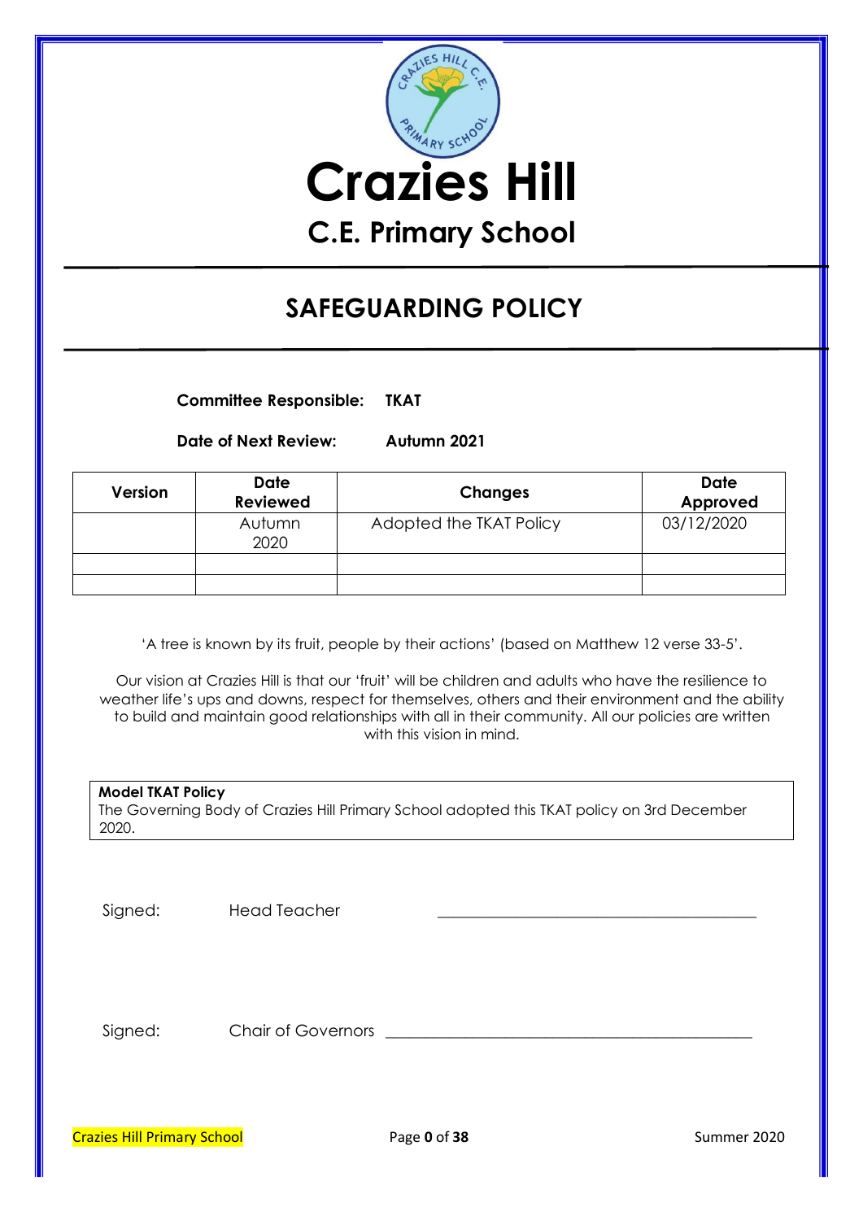# Crazies Hill

## C.E. Primary School

## SAFEGUARDING POLICY

**Committee Responsible:** **TKAT**

**Date of Next Review:** **Autumn 2021**

| Version | Date Reviewed | Changes | Date Approved |
|---|---|---|---|
| | Autumn 2020 | Adopted the TKAT Policy | 03/12/2020 |
| | | | |
| | | | |

'A tree is known by its fruit, people by their actions' (based on Matthew 12 verse 33-5'.

Our vision at Crazies Hill is that our 'fruit' will be children and adults who have the resilience to weather life's ups and downs, respect for themselves, others and their environment and the ability to build and maintain good relationships with all in their community. All our policies are written with this vision in mind.

**Model TKAT Policy**
The Governing Body of Crazies Hill Primary School adopted this TKAT policy on 3rd December 2020.

Signed: Head Teacher ________________________________

Signed: Chair of Governors ________________________________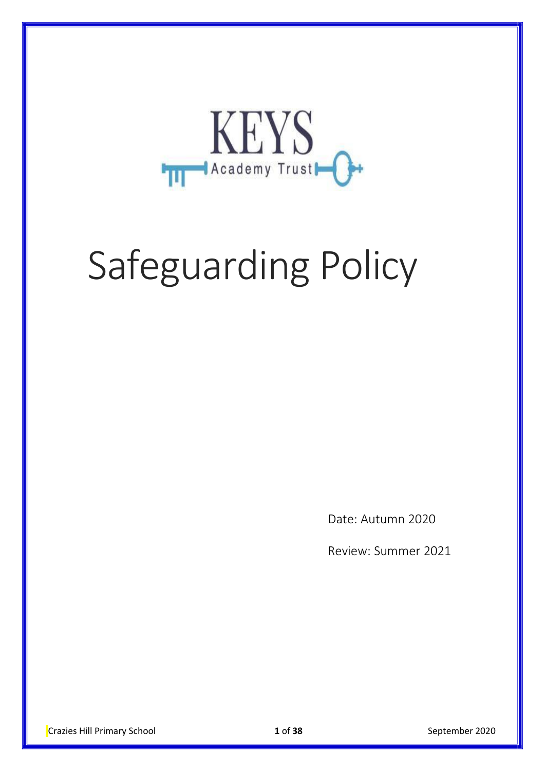KEYS Academy Trust

# Safeguarding Policy

Date: Autumn 2020

Review: Summer 2021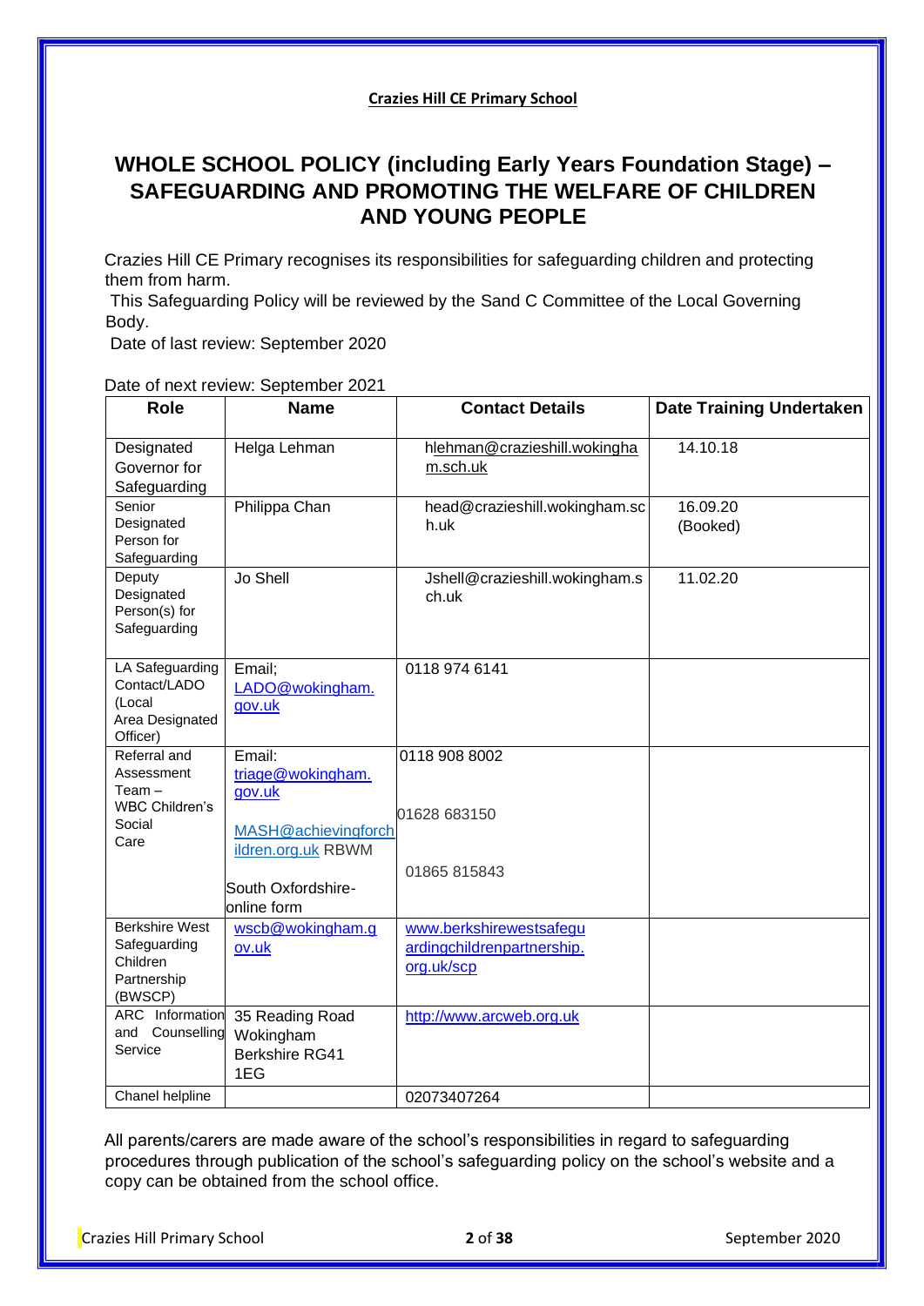**Crazies Hill CE Primary School**

# WHOLE SCHOOL POLICY (including Early Years Foundation Stage) – SAFEGUARDING AND PROMOTING THE WELFARE OF CHILDREN AND YOUNG PEOPLE

Crazies Hill CE Primary recognises its responsibilities for safeguarding children and protecting them from harm.

This Safeguarding Policy will be reviewed by the Sand C Committee of the Local Governing Body.

Date of last review: September 2020

Date of next review: September 2021

| Role | Name | Contact Details | Date Training Undertaken |
|---|---|---|---|
| Designated Governor for Safeguarding | Helga Lehman | hlehman@crazieshill.wokingham.sch.uk | 14.10.18 |
| Senior Designated Person for Safeguarding | Philippa Chan | head@crazieshill.wokingham.sch.uk | 16.09.20 (Booked) |
| Deputy Designated Person(s) for Safeguarding | Jo Shell | Jshell@crazieshill.wokingham.sch.uk | 11.02.20 |
| LA Safeguarding Contact/LADO (Local Area Designated Officer) | Email; LADO@wokingham.gov.uk | 0118 974 6141 | |
| Referral and Assessment Team – WBC Children's Social Care | Email: triage@wokingham.gov.uk<br><br>MASH@achievingforchildren.org.uk RBWM<br><br>South Oxfordshire- online form | 0118 908 8002<br><br>01628 683150<br><br>01865 815843 | |
| Berkshire West Safeguarding Children Partnership (BWSCP) | wscb@wokingham.gov.uk | www.berkshirewestsafeguardingchildrenpartnership.org.uk/scp | |
| ARC Information and Counselling Service | 35 Reading Road Wokingham Berkshire RG41 1EG | http://www.arcweb.org.uk | |
| Chanel helpline | | 02073407264 | |

All parents/carers are made aware of the school's responsibilities in regard to safeguarding procedures through publication of the school's safeguarding policy on the school's website and a copy can be obtained from the school office.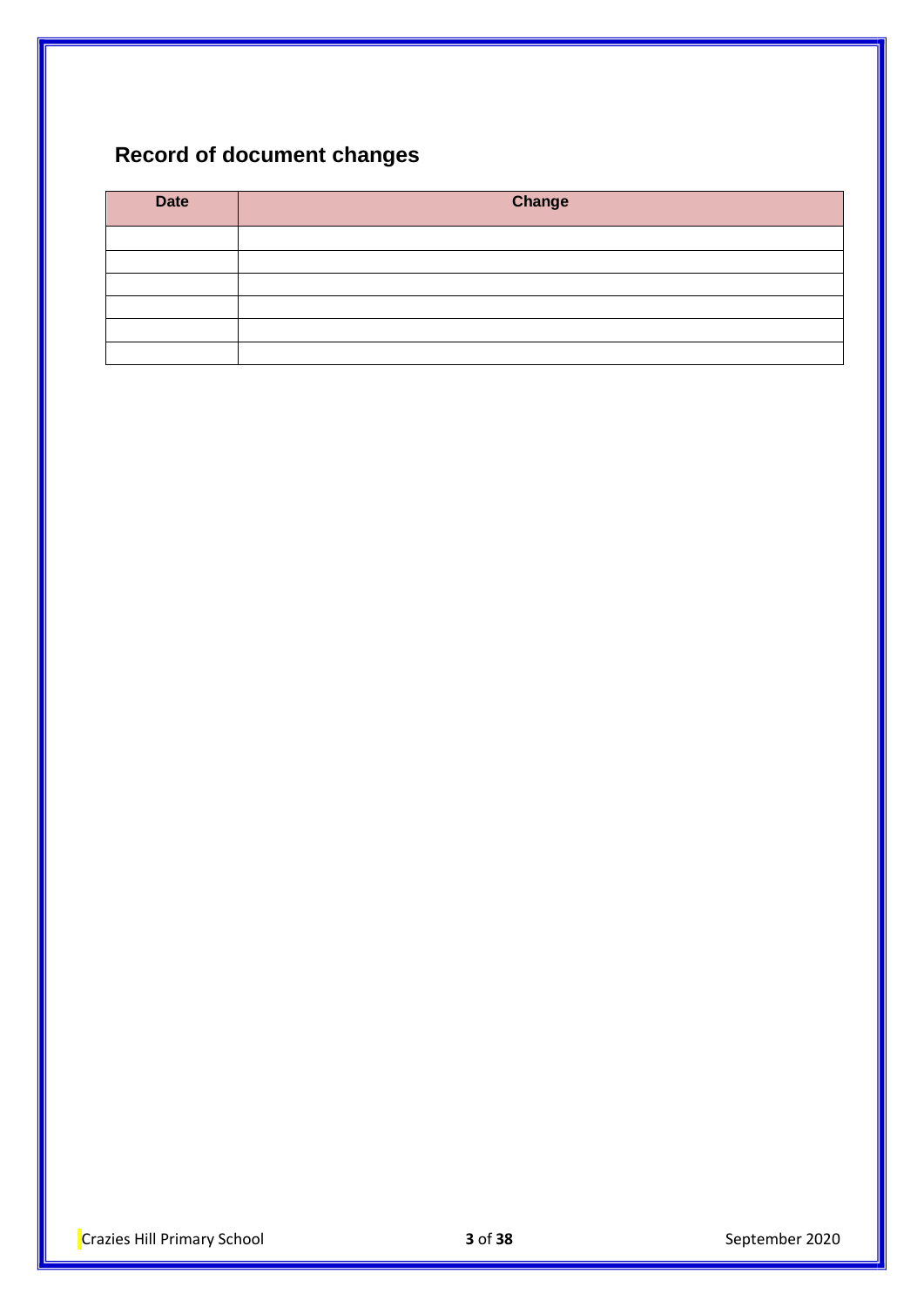## Record of document changes

| Date | Change |
| --- | --- |
| | |
| | |
| | |
| | |
| | |
| | |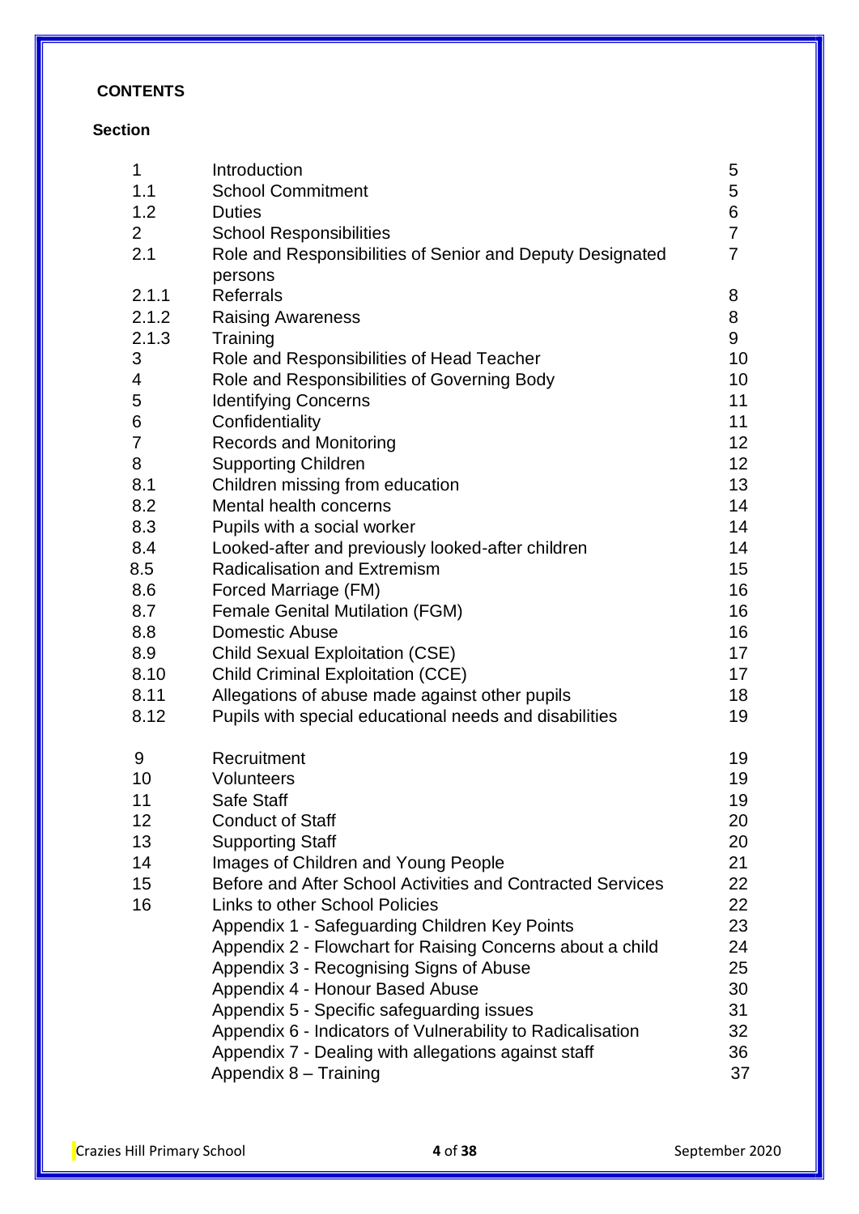**CONTENTS**

| Section | | |
|---|---|---|
| 1 | Introduction | 5 |
| 1.1 | School Commitment | 5 |
| 1.2 | Duties | 6 |
| 2 | School Responsibilities | 7 |
| 2.1 | Role and Responsibilities of Senior and Deputy Designated persons | 7 |
| 2.1.1 | Referrals | 8 |
| 2.1.2 | Raising Awareness | 8 |
| 2.1.3 | Training | 9 |
| 3 | Role and Responsibilities of Head Teacher | 10 |
| 4 | Role and Responsibilities of Governing Body | 10 |
| 5 | Identifying Concerns | 11 |
| 6 | Confidentiality | 11 |
| 7 | Records and Monitoring | 12 |
| 8 | Supporting Children | 12 |
| 8.1 | Children missing from education | 13 |
| 8.2 | Mental health concerns | 14 |
| 8.3 | Pupils with a social worker | 14 |
| 8.4 | Looked-after and previously looked-after children | 14 |
| 8.5 | Radicalisation and Extremism | 15 |
| 8.6 | Forced Marriage (FM) | 16 |
| 8.7 | Female Genital Mutilation (FGM) | 16 |
| 8.8 | Domestic Abuse | 16 |
| 8.9 | Child Sexual Exploitation (CSE) | 17 |
| 8.10 | Child Criminal Exploitation (CCE) | 17 |
| 8.11 | Allegations of abuse made against other pupils | 18 |
| 8.12 | Pupils with special educational needs and disabilities | 19 |
| 9 | Recruitment | 19 |
| 10 | Volunteers | 19 |
| 11 | Safe Staff | 19 |
| 12 | Conduct of Staff | 20 |
| 13 | Supporting Staff | 20 |
| 14 | Images of Children and Young People | 21 |
| 15 | Before and After School Activities and Contracted Services | 22 |
| 16 | Links to other School Policies | 22 |
| | Appendix 1 - Safeguarding Children Key Points | 23 |
| | Appendix 2 - Flowchart for Raising Concerns about a child | 24 |
| | Appendix 3 - Recognising Signs of Abuse | 25 |
| | Appendix 4 - Honour Based Abuse | 30 |
| | Appendix 5 - Specific safeguarding issues | 31 |
| | Appendix 6 - Indicators of Vulnerability to Radicalisation | 32 |
| | Appendix 7 - Dealing with allegations against staff | 36 |
| | Appendix 8 – Training | 37 |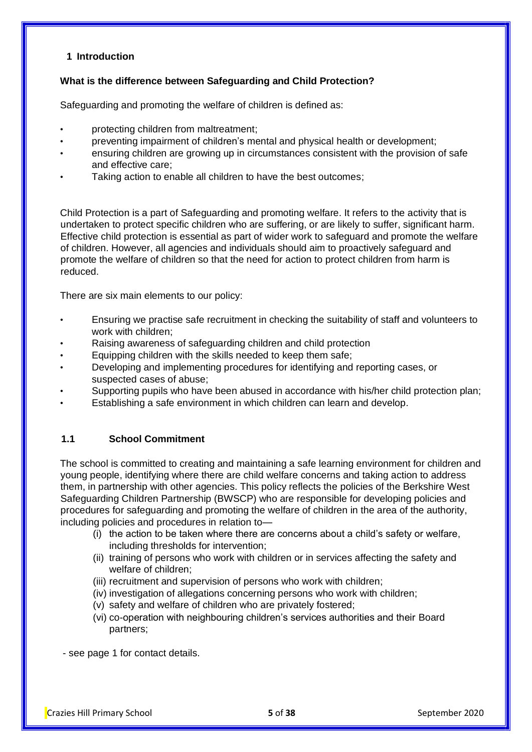## 1 Introduction

**What is the difference between Safeguarding and Child Protection?**

Safeguarding and promoting the welfare of children is defined as:

- protecting children from maltreatment;
- preventing impairment of children's mental and physical health or development;
- ensuring children are growing up in circumstances consistent with the provision of safe and effective care;
- Taking action to enable all children to have the best outcomes;

Child Protection is a part of Safeguarding and promoting welfare. It refers to the activity that is undertaken to protect specific children who are suffering, or are likely to suffer, significant harm. Effective child protection is essential as part of wider work to safeguard and promote the welfare of children. However, all agencies and individuals should aim to proactively safeguard and promote the welfare of children so that the need for action to protect children from harm is reduced.

There are six main elements to our policy:

- Ensuring we practise safe recruitment in checking the suitability of staff and volunteers to work with children;
- Raising awareness of safeguarding children and child protection
- Equipping children with the skills needed to keep them safe;
- Developing and implementing procedures for identifying and reporting cases, or suspected cases of abuse;
- Supporting pupils who have been abused in accordance with his/her child protection plan;
- Establishing a safe environment in which children can learn and develop.

### 1.1 School Commitment

The school is committed to creating and maintaining a safe learning environment for children and young people, identifying where there are child welfare concerns and taking action to address them, in partnership with other agencies. This policy reflects the policies of the Berkshire West Safeguarding Children Partnership (BWSCP) who are responsible for developing policies and procedures for safeguarding and promoting the welfare of children in the area of the authority, including policies and procedures in relation to—

(i) the action to be taken where there are concerns about a child's safety or welfare, including thresholds for intervention;
(ii) training of persons who work with children or in services affecting the safety and welfare of children;
(iii) recruitment and supervision of persons who work with children;
(iv) investigation of allegations concerning persons who work with children;
(v) safety and welfare of children who are privately fostered;
(vi) co-operation with neighbouring children's services authorities and their Board partners;

- see page 1 for contact details.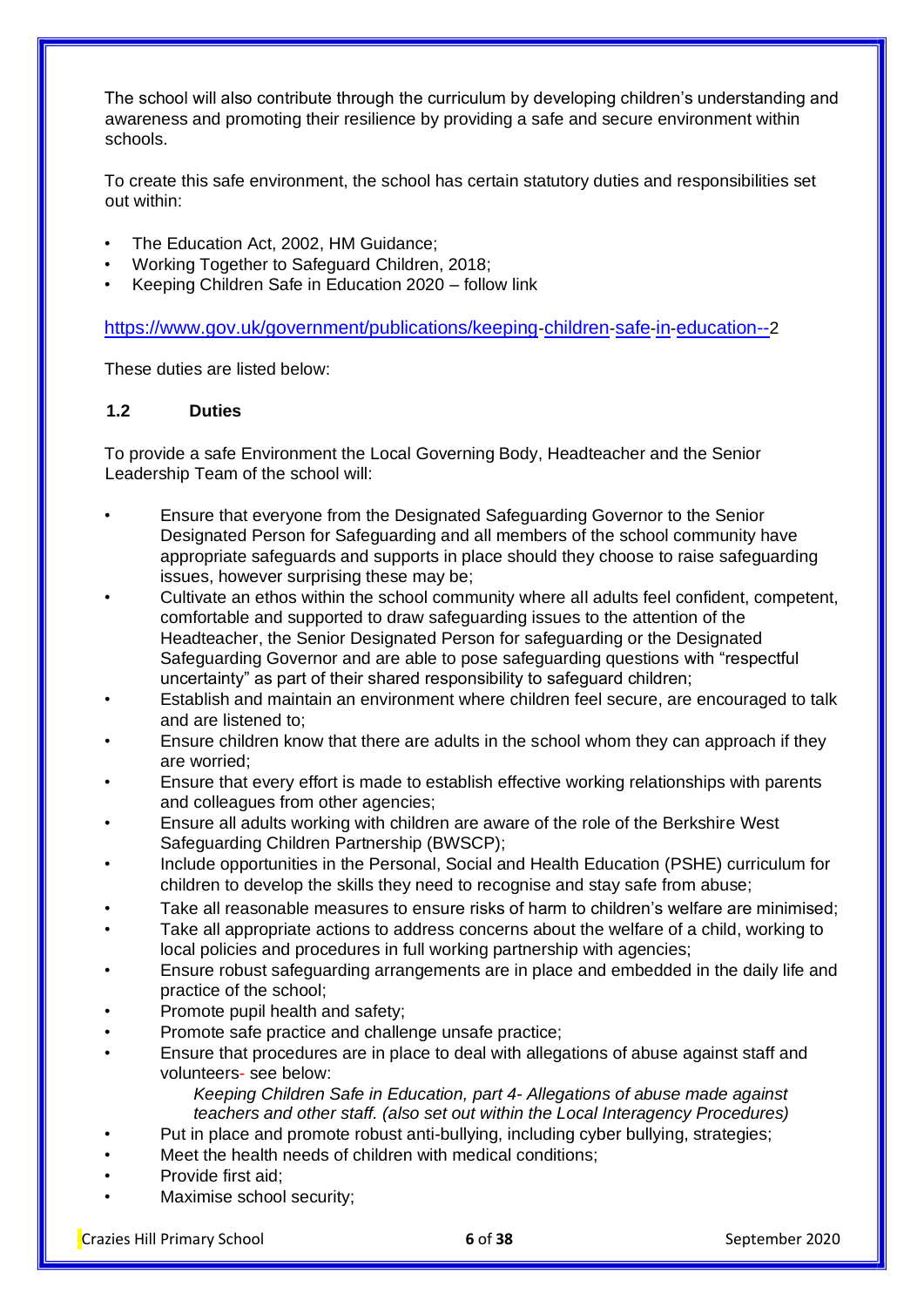The school will also contribute through the curriculum by developing children's understanding and awareness and promoting their resilience by providing a safe and secure environment within schools.

To create this safe environment, the school has certain statutory duties and responsibilities set out within:

- The Education Act, 2002, HM Guidance;
- Working Together to Safeguard Children, 2018;
- Keeping Children Safe in Education 2020 – follow link

https://www.gov.uk/government/publications/keeping-children-safe-in-education--2

These duties are listed below:

### 1.2 Duties

To provide a safe Environment the Local Governing Body, Headteacher and the Senior Leadership Team of the school will:

- Ensure that everyone from the Designated Safeguarding Governor to the Senior Designated Person for Safeguarding and all members of the school community have appropriate safeguards and supports in place should they choose to raise safeguarding issues, however surprising these may be;
- Cultivate an ethos within the school community where all adults feel confident, competent, comfortable and supported to draw safeguarding issues to the attention of the Headteacher, the Senior Designated Person for safeguarding or the Designated Safeguarding Governor and are able to pose safeguarding questions with "respectful uncertainty" as part of their shared responsibility to safeguard children;
- Establish and maintain an environment where children feel secure, are encouraged to talk and are listened to;
- Ensure children know that there are adults in the school whom they can approach if they are worried;
- Ensure that every effort is made to establish effective working relationships with parents and colleagues from other agencies;
- Ensure all adults working with children are aware of the role of the Berkshire West Safeguarding Children Partnership (BWSCP);
- Include opportunities in the Personal, Social and Health Education (PSHE) curriculum for children to develop the skills they need to recognise and stay safe from abuse;
- Take all reasonable measures to ensure risks of harm to children's welfare are minimised;
- Take all appropriate actions to address concerns about the welfare of a child, working to local policies and procedures in full working partnership with agencies;
- Ensure robust safeguarding arrangements are in place and embedded in the daily life and practice of the school;
- Promote pupil health and safety;
- Promote safe practice and challenge unsafe practice;
- Ensure that procedures are in place to deal with allegations of abuse against staff and volunteers- see below:

  *Keeping Children Safe in Education, part 4- Allegations of abuse made against teachers and other staff. (also set out within the Local Interagency Procedures)*
- Put in place and promote robust anti-bullying, including cyber bullying, strategies;
- Meet the health needs of children with medical conditions;
- Provide first aid;
- Maximise school security;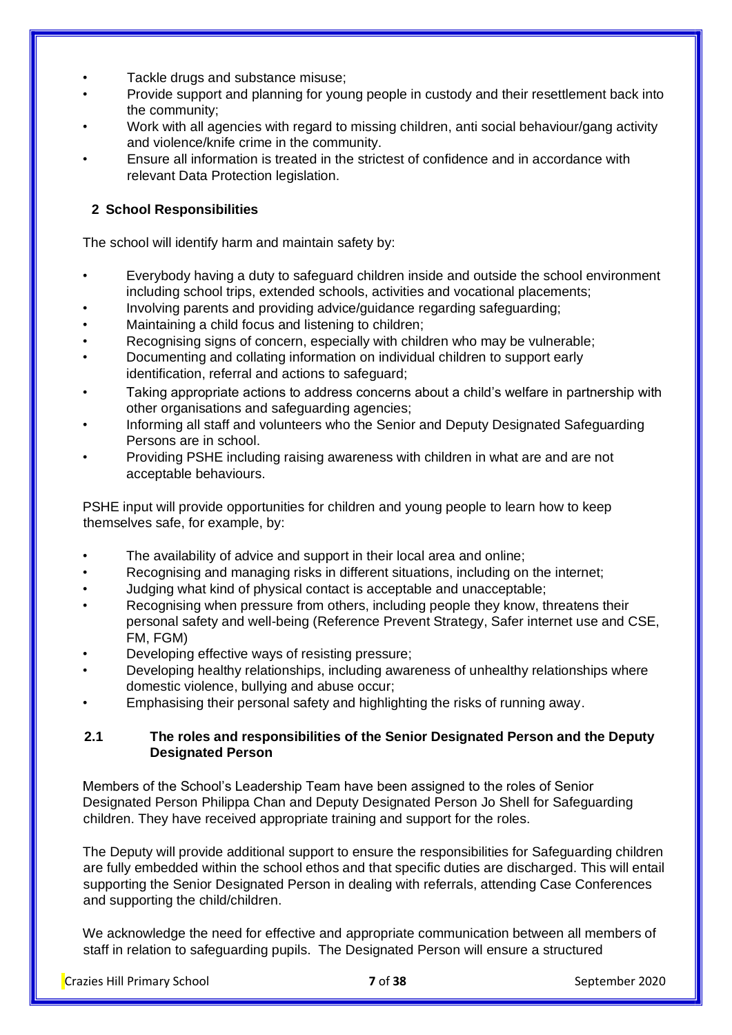- Tackle drugs and substance misuse;
- Provide support and planning for young people in custody and their resettlement back into the community;
- Work with all agencies with regard to missing children, anti social behaviour/gang activity and violence/knife crime in the community.
- Ensure all information is treated in the strictest of confidence and in accordance with relevant Data Protection legislation.

## 2 School Responsibilities

The school will identify harm and maintain safety by:

- Everybody having a duty to safeguard children inside and outside the school environment including school trips, extended schools, activities and vocational placements;
- Involving parents and providing advice/guidance regarding safeguarding;
- Maintaining a child focus and listening to children;
- Recognising signs of concern, especially with children who may be vulnerable;
- Documenting and collating information on individual children to support early identification, referral and actions to safeguard;
- Taking appropriate actions to address concerns about a child's welfare in partnership with other organisations and safeguarding agencies;
- Informing all staff and volunteers who the Senior and Deputy Designated Safeguarding Persons are in school.
- Providing PSHE including raising awareness with children in what are and are not acceptable behaviours.

PSHE input will provide opportunities for children and young people to learn how to keep themselves safe, for example, by:

- The availability of advice and support in their local area and online;
- Recognising and managing risks in different situations, including on the internet;
- Judging what kind of physical contact is acceptable and unacceptable;
- Recognising when pressure from others, including people they know, threatens their personal safety and well-being (Reference Prevent Strategy, Safer internet use and CSE, FM, FGM)
- Developing effective ways of resisting pressure;
- Developing healthy relationships, including awareness of unhealthy relationships where domestic violence, bullying and abuse occur;
- Emphasising their personal safety and highlighting the risks of running away.

### 2.1 The roles and responsibilities of the Senior Designated Person and the Deputy Designated Person

Members of the School's Leadership Team have been assigned to the roles of Senior Designated Person Philippa Chan and Deputy Designated Person Jo Shell for Safeguarding children. They have received appropriate training and support for the roles.

The Deputy will provide additional support to ensure the responsibilities for Safeguarding children are fully embedded within the school ethos and that specific duties are discharged. This will entail supporting the Senior Designated Person in dealing with referrals, attending Case Conferences and supporting the child/children.

We acknowledge the need for effective and appropriate communication between all members of staff in relation to safeguarding pupils. The Designated Person will ensure a structured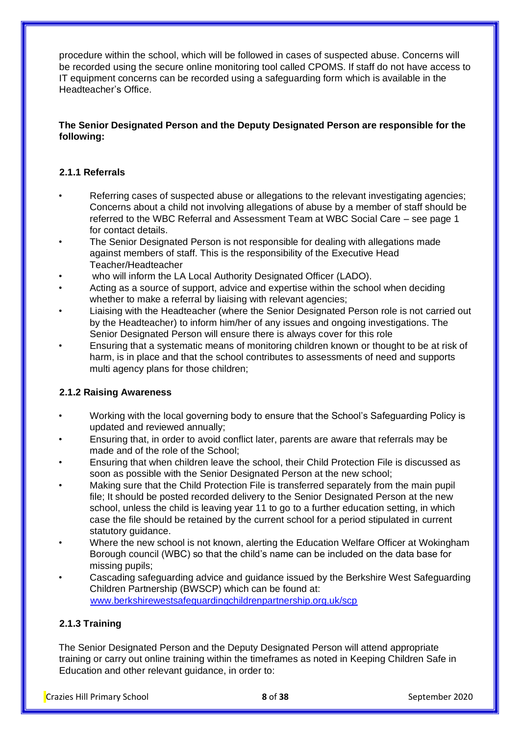procedure within the school, which will be followed in cases of suspected abuse. Concerns will be recorded using the secure online monitoring tool called CPOMS. If staff do not have access to IT equipment concerns can be recorded using a safeguarding form which is available in the Headteacher's Office.

**The Senior Designated Person and the Deputy Designated Person are responsible for the following:**

### 2.1.1 Referrals

- Referring cases of suspected abuse or allegations to the relevant investigating agencies; Concerns about a child not involving allegations of abuse by a member of staff should be referred to the WBC Referral and Assessment Team at WBC Social Care – see page 1 for contact details.
- The Senior Designated Person is not responsible for dealing with allegations made against members of staff. This is the responsibility of the Executive Head Teacher/Headteacher
- who will inform the LA Local Authority Designated Officer (LADO).
- Acting as a source of support, advice and expertise within the school when deciding whether to make a referral by liaising with relevant agencies;
- Liaising with the Headteacher (where the Senior Designated Person role is not carried out by the Headteacher) to inform him/her of any issues and ongoing investigations. The Senior Designated Person will ensure there is always cover for this role
- Ensuring that a systematic means of monitoring children known or thought to be at risk of harm, is in place and that the school contributes to assessments of need and supports multi agency plans for those children;

### 2.1.2 Raising Awareness

- Working with the local governing body to ensure that the School's Safeguarding Policy is updated and reviewed annually;
- Ensuring that, in order to avoid conflict later, parents are aware that referrals may be made and of the role of the School;
- Ensuring that when children leave the school, their Child Protection File is discussed as soon as possible with the Senior Designated Person at the new school;
- Making sure that the Child Protection File is transferred separately from the main pupil file; It should be posted recorded delivery to the Senior Designated Person at the new school, unless the child is leaving year 11 to go to a further education setting, in which case the file should be retained by the current school for a period stipulated in current statutory guidance.
- Where the new school is not known, alerting the Education Welfare Officer at Wokingham Borough council (WBC) so that the child's name can be included on the data base for missing pupils;
- Cascading safeguarding advice and guidance issued by the Berkshire West Safeguarding Children Partnership (BWSCP) which can be found at: www.berkshirewestsafeguardingchildrenpartnership.org.uk/scp

### 2.1.3 Training

The Senior Designated Person and the Deputy Designated Person will attend appropriate training or carry out online training within the timeframes as noted in Keeping Children Safe in Education and other relevant guidance, in order to: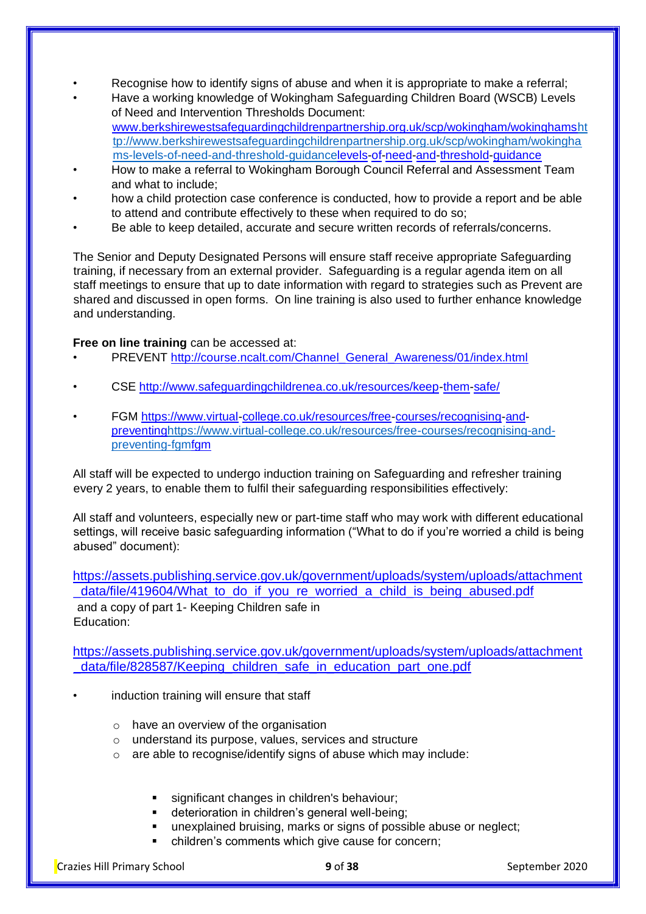- Recognise how to identify signs of abuse and when it is appropriate to make a referral;
- Have a working knowledge of Wokingham Safeguarding Children Board (WSCB) Levels of Need and Intervention Thresholds Document: www.berkshirewestsafeguardingchildrenpartnership.org.uk/scp/wokingham/wokinghamshttp://www.berkshirewestsafeguardingchildrenpartnership.org.uk/scp/wokingham/wokinghams-levels-of-need-and-threshold-guidancelevels-of-need-and-threshold-guidance
- How to make a referral to Wokingham Borough Council Referral and Assessment Team and what to include;
- how a child protection case conference is conducted, how to provide a report and be able to attend and contribute effectively to these when required to do so;
- Be able to keep detailed, accurate and secure written records of referrals/concerns.

The Senior and Deputy Designated Persons will ensure staff receive appropriate Safeguarding training, if necessary from an external provider. Safeguarding is a regular agenda item on all staff meetings to ensure that up to date information with regard to strategies such as Prevent are shared and discussed in open forms. On line training is also used to further enhance knowledge and understanding.

**Free on line training** can be accessed at:

- PREVENT http://course.ncalt.com/Channel_General_Awareness/01/index.html
- CSE http://www.safeguardingchildrenea.co.uk/resources/keep-them-safe/
- FGM https://www.virtual-college.co.uk/resources/free-courses/recognising-and-preventinghttps://www.virtual-college.co.uk/resources/free-courses/recognising-and-preventing-fgmfgm

All staff will be expected to undergo induction training on Safeguarding and refresher training every 2 years, to enable them to fulfil their safeguarding responsibilities effectively:

All staff and volunteers, especially new or part-time staff who may work with different educational settings, will receive basic safeguarding information ("What to do if you're worried a child is being abused" document):

https://assets.publishing.service.gov.uk/government/uploads/system/uploads/attachment_data/file/419604/What_to_do_if_you_re_worried_a_child_is_being_abused.pdf
and a copy of part 1- Keeping Children safe in Education:

https://assets.publishing.service.gov.uk/government/uploads/system/uploads/attachment_data/file/828587/Keeping_children_safe_in_education_part_one.pdf

- induction training will ensure that staff
  - have an overview of the organisation
  - understand its purpose, values, services and structure
  - are able to recognise/identify signs of abuse which may include:
    - significant changes in children's behaviour;
    - deterioration in children's general well-being;
    - unexplained bruising, marks or signs of possible abuse or neglect;
    - children's comments which give cause for concern;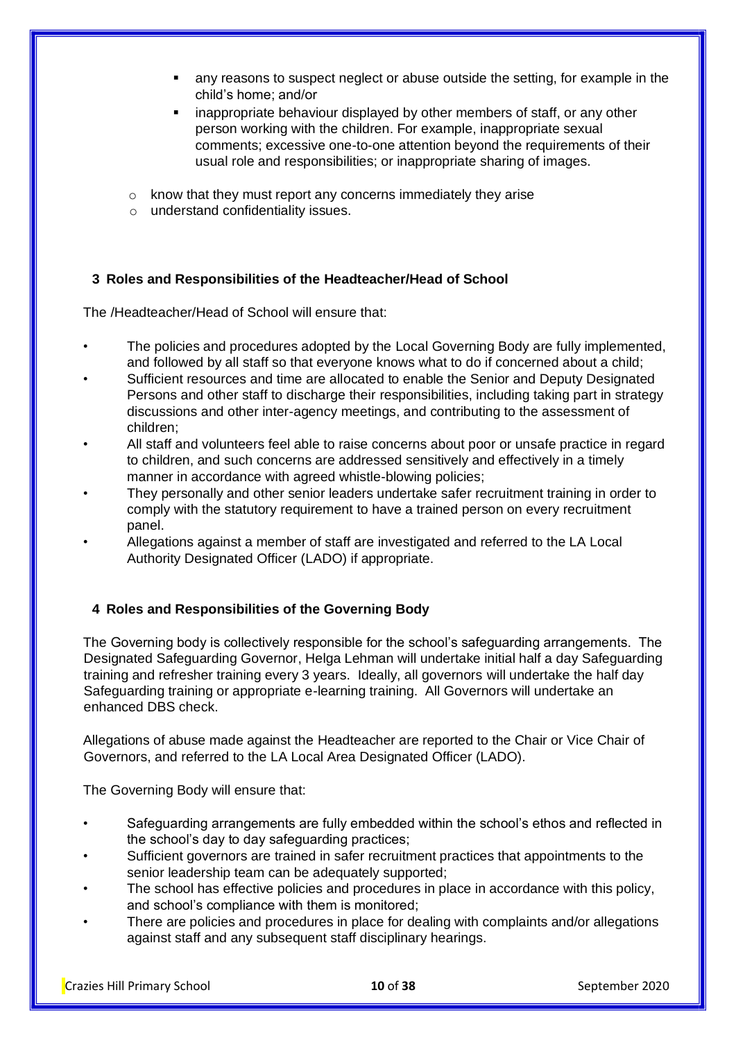- any reasons to suspect neglect or abuse outside the setting, for example in the child's home; and/or
  - inappropriate behaviour displayed by other members of staff, or any other person working with the children. For example, inappropriate sexual comments; excessive one-to-one attention beyond the requirements of their usual role and responsibilities; or inappropriate sharing of images.

- know that they must report any concerns immediately they arise
- understand confidentiality issues.

## 3 Roles and Responsibilities of the Headteacher/Head of School

The /Headteacher/Head of School will ensure that:

- The policies and procedures adopted by the Local Governing Body are fully implemented, and followed by all staff so that everyone knows what to do if concerned about a child;
- Sufficient resources and time are allocated to enable the Senior and Deputy Designated Persons and other staff to discharge their responsibilities, including taking part in strategy discussions and other inter-agency meetings, and contributing to the assessment of children;
- All staff and volunteers feel able to raise concerns about poor or unsafe practice in regard to children, and such concerns are addressed sensitively and effectively in a timely manner in accordance with agreed whistle-blowing policies;
- They personally and other senior leaders undertake safer recruitment training in order to comply with the statutory requirement to have a trained person on every recruitment panel.
- Allegations against a member of staff are investigated and referred to the LA Local Authority Designated Officer (LADO) if appropriate.

## 4 Roles and Responsibilities of the Governing Body

The Governing body is collectively responsible for the school's safeguarding arrangements. The Designated Safeguarding Governor, Helga Lehman will undertake initial half a day Safeguarding training and refresher training every 3 years. Ideally, all governors will undertake the half day Safeguarding training or appropriate e-learning training. All Governors will undertake an enhanced DBS check.

Allegations of abuse made against the Headteacher are reported to the Chair or Vice Chair of Governors, and referred to the LA Local Area Designated Officer (LADO).

The Governing Body will ensure that:

- Safeguarding arrangements are fully embedded within the school's ethos and reflected in the school's day to day safeguarding practices;
- Sufficient governors are trained in safer recruitment practices that appointments to the senior leadership team can be adequately supported;
- The school has effective policies and procedures in place in accordance with this policy, and school's compliance with them is monitored;
- There are policies and procedures in place for dealing with complaints and/or allegations against staff and any subsequent staff disciplinary hearings.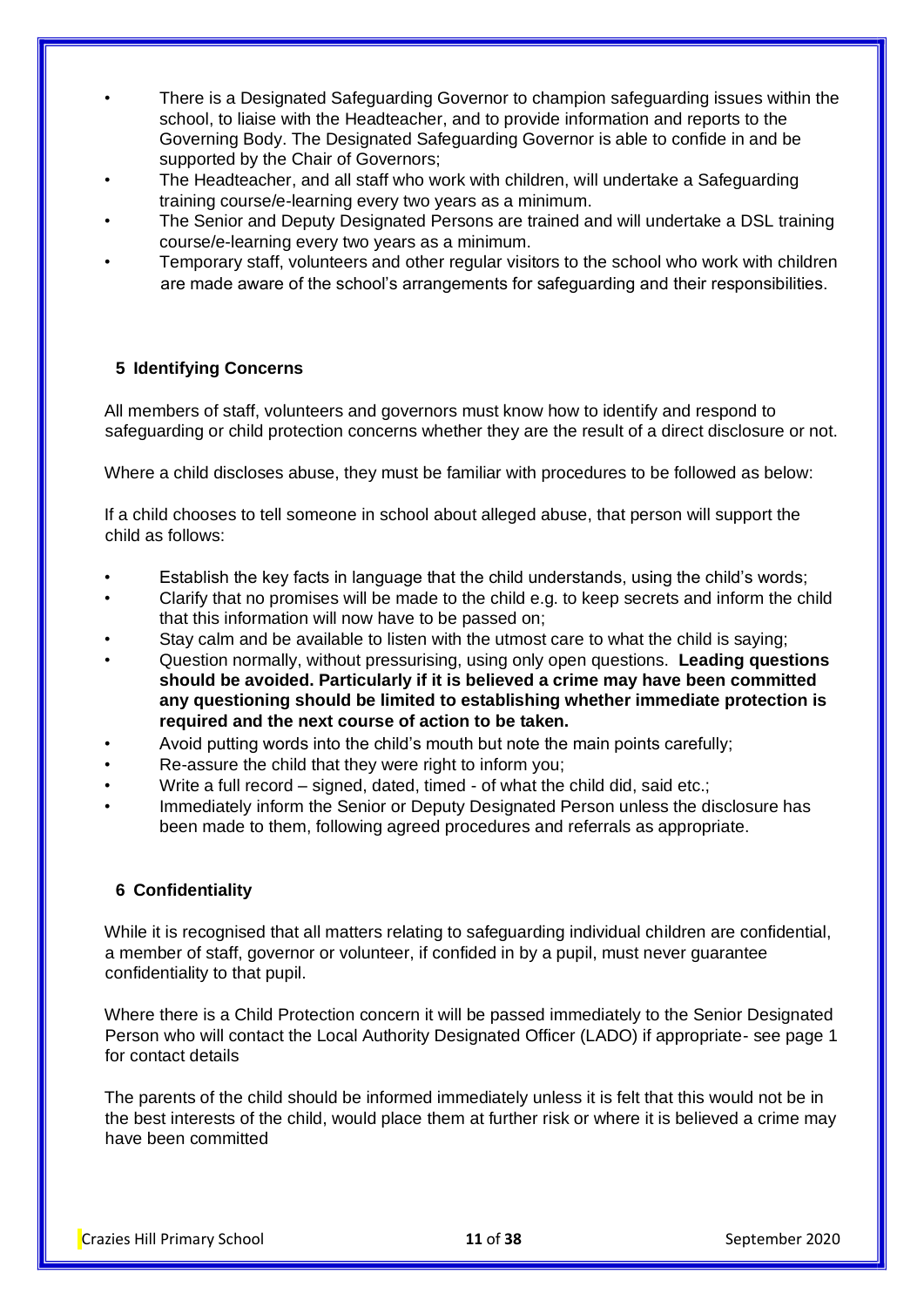- There is a Designated Safeguarding Governor to champion safeguarding issues within the school, to liaise with the Headteacher, and to provide information and reports to the Governing Body. The Designated Safeguarding Governor is able to confide in and be supported by the Chair of Governors;
- The Headteacher, and all staff who work with children, will undertake a Safeguarding training course/e-learning every two years as a minimum.
- The Senior and Deputy Designated Persons are trained and will undertake a DSL training course/e-learning every two years as a minimum.
- Temporary staff, volunteers and other regular visitors to the school who work with children are made aware of the school's arrangements for safeguarding and their responsibilities.

## 5 Identifying Concerns

All members of staff, volunteers and governors must know how to identify and respond to safeguarding or child protection concerns whether they are the result of a direct disclosure or not.

Where a child discloses abuse, they must be familiar with procedures to be followed as below:

If a child chooses to tell someone in school about alleged abuse, that person will support the child as follows:

- Establish the key facts in language that the child understands, using the child's words;
- Clarify that no promises will be made to the child e.g. to keep secrets and inform the child that this information will now have to be passed on;
- Stay calm and be available to listen with the utmost care to what the child is saying;
- Question normally, without pressurising, using only open questions. **Leading questions should be avoided. Particularly if it is believed a crime may have been committed any questioning should be limited to establishing whether immediate protection is required and the next course of action to be taken.**
- Avoid putting words into the child's mouth but note the main points carefully;
- Re-assure the child that they were right to inform you;
- Write a full record – signed, dated, timed - of what the child did, said etc.;
- Immediately inform the Senior or Deputy Designated Person unless the disclosure has been made to them, following agreed procedures and referrals as appropriate.

## 6 Confidentiality

While it is recognised that all matters relating to safeguarding individual children are confidential, a member of staff, governor or volunteer, if confided in by a pupil, must never guarantee confidentiality to that pupil.

Where there is a Child Protection concern it will be passed immediately to the Senior Designated Person who will contact the Local Authority Designated Officer (LADO) if appropriate- see page 1 for contact details

The parents of the child should be informed immediately unless it is felt that this would not be in the best interests of the child, would place them at further risk or where it is believed a crime may have been committed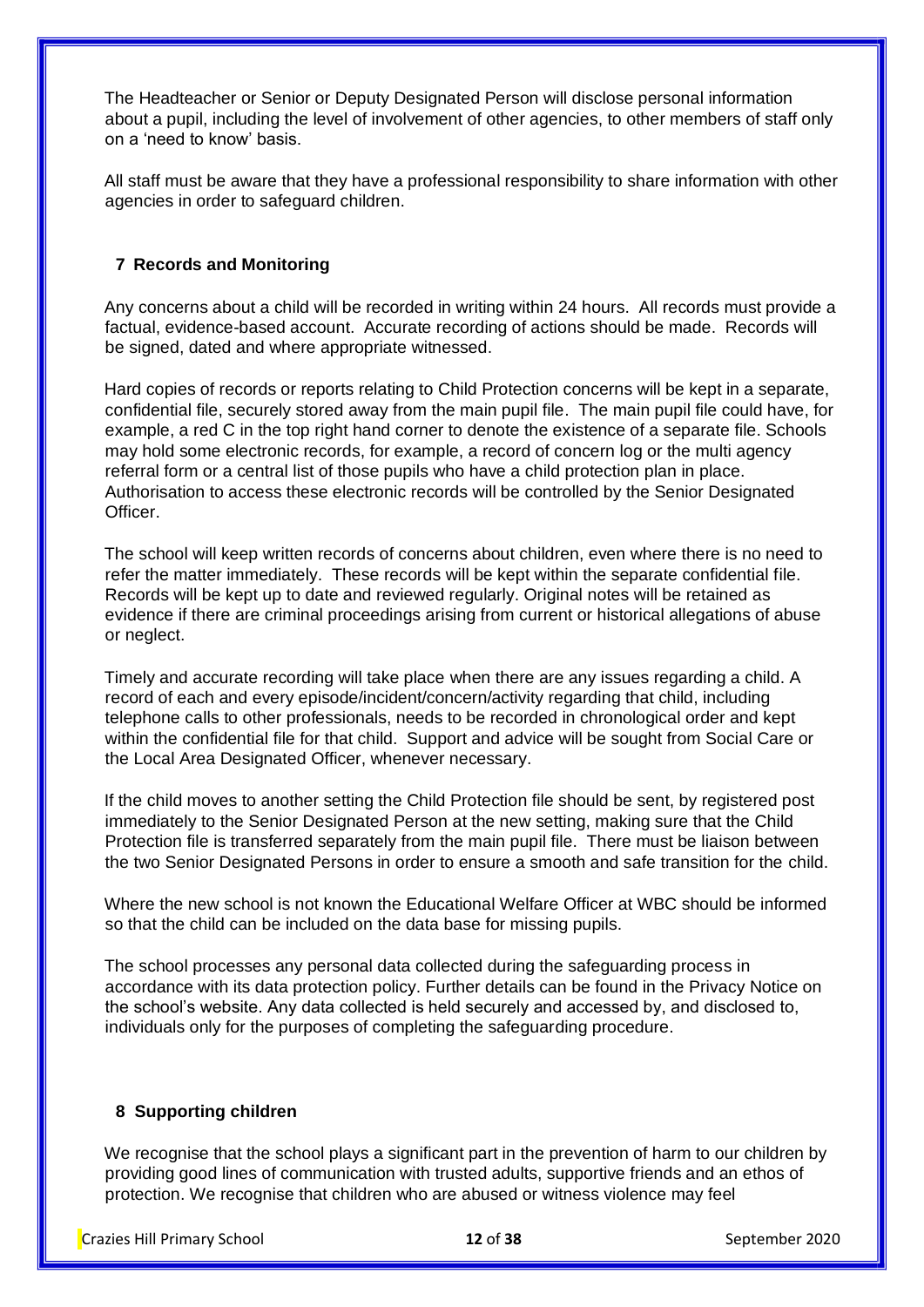The Headteacher or Senior or Deputy Designated Person will disclose personal information about a pupil, including the level of involvement of other agencies, to other members of staff only on a 'need to know' basis.

All staff must be aware that they have a professional responsibility to share information with other agencies in order to safeguard children.

## 7 Records and Monitoring

Any concerns about a child will be recorded in writing within 24 hours. All records must provide a factual, evidence-based account. Accurate recording of actions should be made. Records will be signed, dated and where appropriate witnessed.

Hard copies of records or reports relating to Child Protection concerns will be kept in a separate, confidential file, securely stored away from the main pupil file. The main pupil file could have, for example, a red C in the top right hand corner to denote the existence of a separate file. Schools may hold some electronic records, for example, a record of concern log or the multi agency referral form or a central list of those pupils who have a child protection plan in place. Authorisation to access these electronic records will be controlled by the Senior Designated Officer.

The school will keep written records of concerns about children, even where there is no need to refer the matter immediately. These records will be kept within the separate confidential file. Records will be kept up to date and reviewed regularly. Original notes will be retained as evidence if there are criminal proceedings arising from current or historical allegations of abuse or neglect.

Timely and accurate recording will take place when there are any issues regarding a child. A record of each and every episode/incident/concern/activity regarding that child, including telephone calls to other professionals, needs to be recorded in chronological order and kept within the confidential file for that child. Support and advice will be sought from Social Care or the Local Area Designated Officer, whenever necessary.

If the child moves to another setting the Child Protection file should be sent, by registered post immediately to the Senior Designated Person at the new setting, making sure that the Child Protection file is transferred separately from the main pupil file. There must be liaison between the two Senior Designated Persons in order to ensure a smooth and safe transition for the child.

Where the new school is not known the Educational Welfare Officer at WBC should be informed so that the child can be included on the data base for missing pupils.

The school processes any personal data collected during the safeguarding process in accordance with its data protection policy. Further details can be found in the Privacy Notice on the school's website. Any data collected is held securely and accessed by, and disclosed to, individuals only for the purposes of completing the safeguarding procedure.

## 8 Supporting children

We recognise that the school plays a significant part in the prevention of harm to our children by providing good lines of communication with trusted adults, supportive friends and an ethos of protection. We recognise that children who are abused or witness violence may feel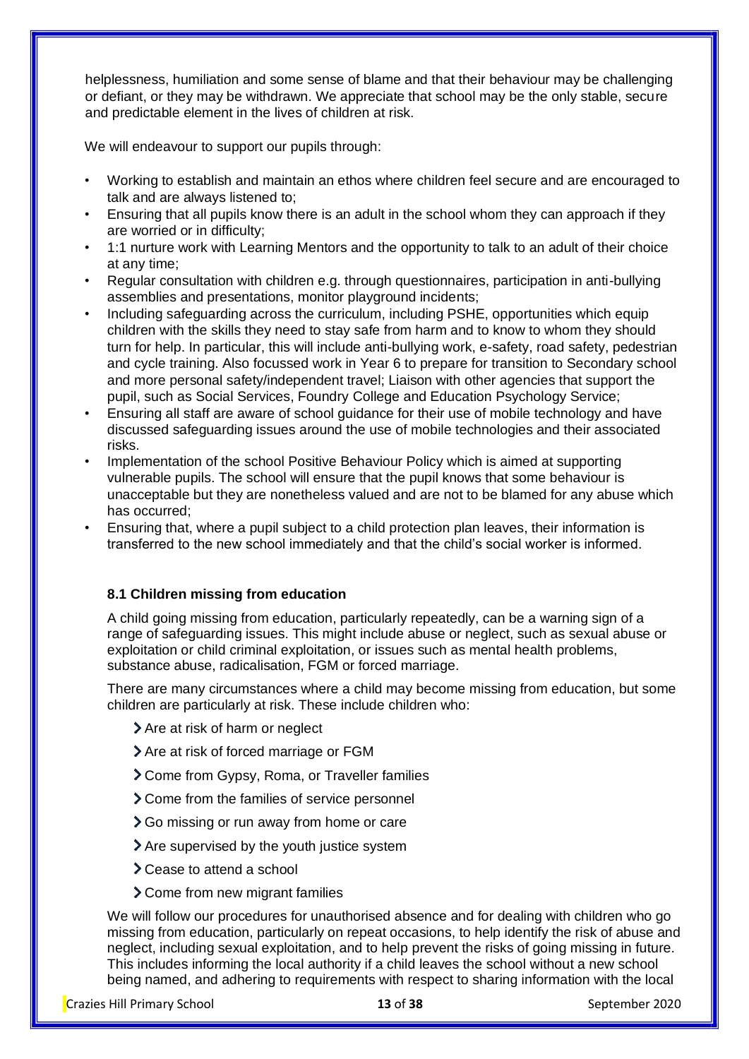helplessness, humiliation and some sense of blame and that their behaviour may be challenging or defiant, or they may be withdrawn. We appreciate that school may be the only stable, secure and predictable element in the lives of children at risk.

We will endeavour to support our pupils through:

- Working to establish and maintain an ethos where children feel secure and are encouraged to talk and are always listened to;
- Ensuring that all pupils know there is an adult in the school whom they can approach if they are worried or in difficulty;
- 1:1 nurture work with Learning Mentors and the opportunity to talk to an adult of their choice at any time;
- Regular consultation with children e.g. through questionnaires, participation in anti-bullying assemblies and presentations, monitor playground incidents;
- Including safeguarding across the curriculum, including PSHE, opportunities which equip children with the skills they need to stay safe from harm and to know to whom they should turn for help. In particular, this will include anti-bullying work, e-safety, road safety, pedestrian and cycle training. Also focussed work in Year 6 to prepare for transition to Secondary school and more personal safety/independent travel; Liaison with other agencies that support the pupil, such as Social Services, Foundry College and Education Psychology Service;
- Ensuring all staff are aware of school guidance for their use of mobile technology and have discussed safeguarding issues around the use of mobile technologies and their associated risks.
- Implementation of the school Positive Behaviour Policy which is aimed at supporting vulnerable pupils. The school will ensure that the pupil knows that some behaviour is unacceptable but they are nonetheless valued and are not to be blamed for any abuse which has occurred;
- Ensuring that, where a pupil subject to a child protection plan leaves, their information is transferred to the new school immediately and that the child's social worker is informed.

### 8.1 Children missing from education

A child going missing from education, particularly repeatedly, can be a warning sign of a range of safeguarding issues. This might include abuse or neglect, such as sexual abuse or exploitation or child criminal exploitation, or issues such as mental health problems, substance abuse, radicalisation, FGM or forced marriage.

There are many circumstances where a child may become missing from education, but some children are particularly at risk. These include children who:

- Are at risk of harm or neglect
- Are at risk of forced marriage or FGM
- Come from Gypsy, Roma, or Traveller families
- Come from the families of service personnel
- Go missing or run away from home or care
- Are supervised by the youth justice system
- Cease to attend a school
- Come from new migrant families

We will follow our procedures for unauthorised absence and for dealing with children who go missing from education, particularly on repeat occasions, to help identify the risk of abuse and neglect, including sexual exploitation, and to help prevent the risks of going missing in future. This includes informing the local authority if a child leaves the school without a new school being named, and adhering to requirements with respect to sharing information with the local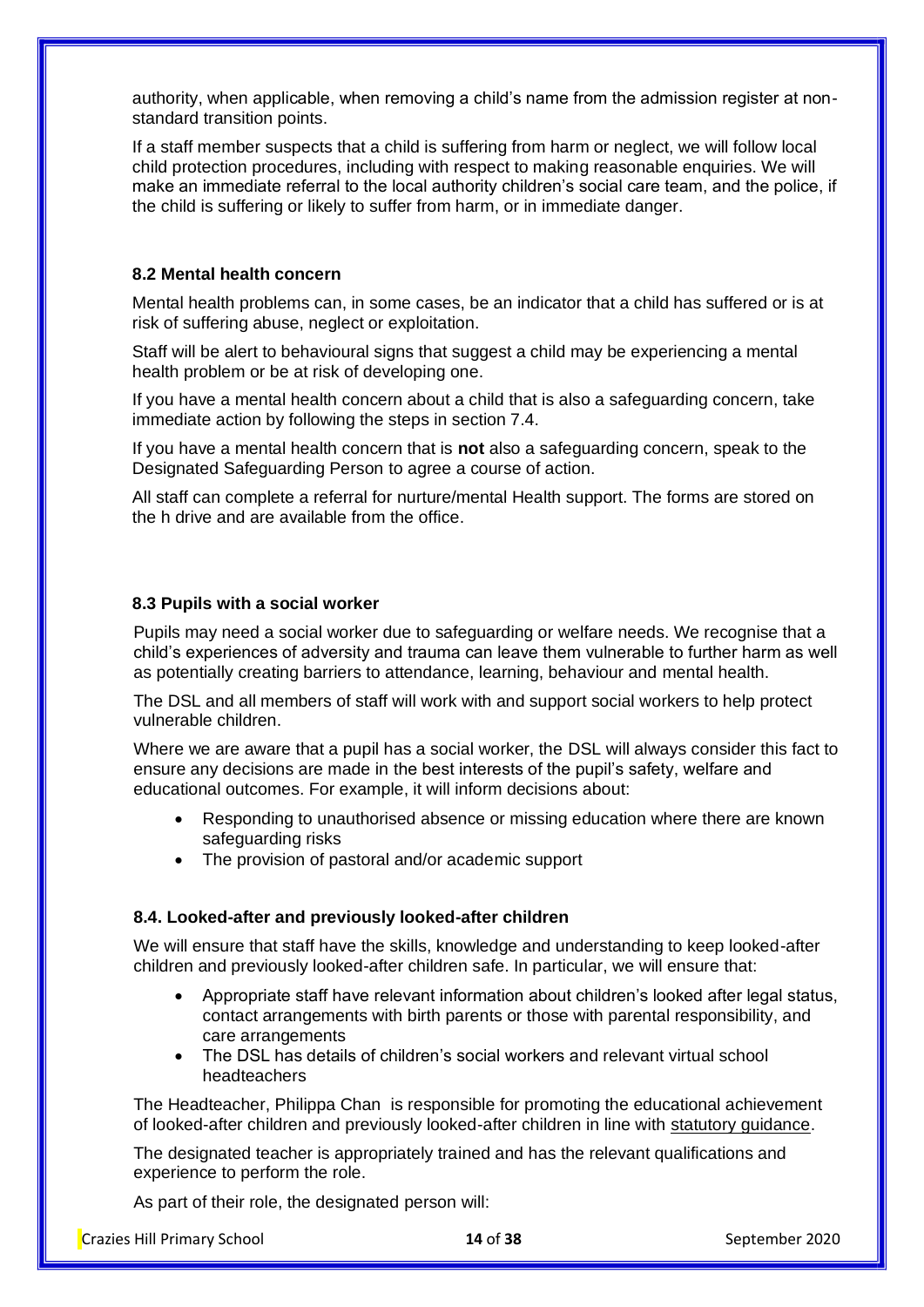authority, when applicable, when removing a child's name from the admission register at non-standard transition points.

If a staff member suspects that a child is suffering from harm or neglect, we will follow local child protection procedures, including with respect to making reasonable enquiries. We will make an immediate referral to the local authority children's social care team, and the police, if the child is suffering or likely to suffer from harm, or in immediate danger.

### 8.2 Mental health concern

Mental health problems can, in some cases, be an indicator that a child has suffered or is at risk of suffering abuse, neglect or exploitation.

Staff will be alert to behavioural signs that suggest a child may be experiencing a mental health problem or be at risk of developing one.

If you have a mental health concern about a child that is also a safeguarding concern, take immediate action by following the steps in section 7.4.

If you have a mental health concern that is **not** also a safeguarding concern, speak to the Designated Safeguarding Person to agree a course of action.

All staff can complete a referral for nurture/mental Health support. The forms are stored on the h drive and are available from the office.

### 8.3 Pupils with a social worker

Pupils may need a social worker due to safeguarding or welfare needs. We recognise that a child's experiences of adversity and trauma can leave them vulnerable to further harm as well as potentially creating barriers to attendance, learning, behaviour and mental health.

The DSL and all members of staff will work with and support social workers to help protect vulnerable children.

Where we are aware that a pupil has a social worker, the DSL will always consider this fact to ensure any decisions are made in the best interests of the pupil's safety, welfare and educational outcomes. For example, it will inform decisions about:

- Responding to unauthorised absence or missing education where there are known safeguarding risks
- The provision of pastoral and/or academic support

### 8.4. Looked-after and previously looked-after children

We will ensure that staff have the skills, knowledge and understanding to keep looked-after children and previously looked-after children safe. In particular, we will ensure that:

- Appropriate staff have relevant information about children's looked after legal status, contact arrangements with birth parents or those with parental responsibility, and care arrangements
- The DSL has details of children's social workers and relevant virtual school headteachers

The Headteacher, Philippa Chan is responsible for promoting the educational achievement of looked-after children and previously looked-after children in line with statutory guidance.

The designated teacher is appropriately trained and has the relevant qualifications and experience to perform the role.

As part of their role, the designated person will: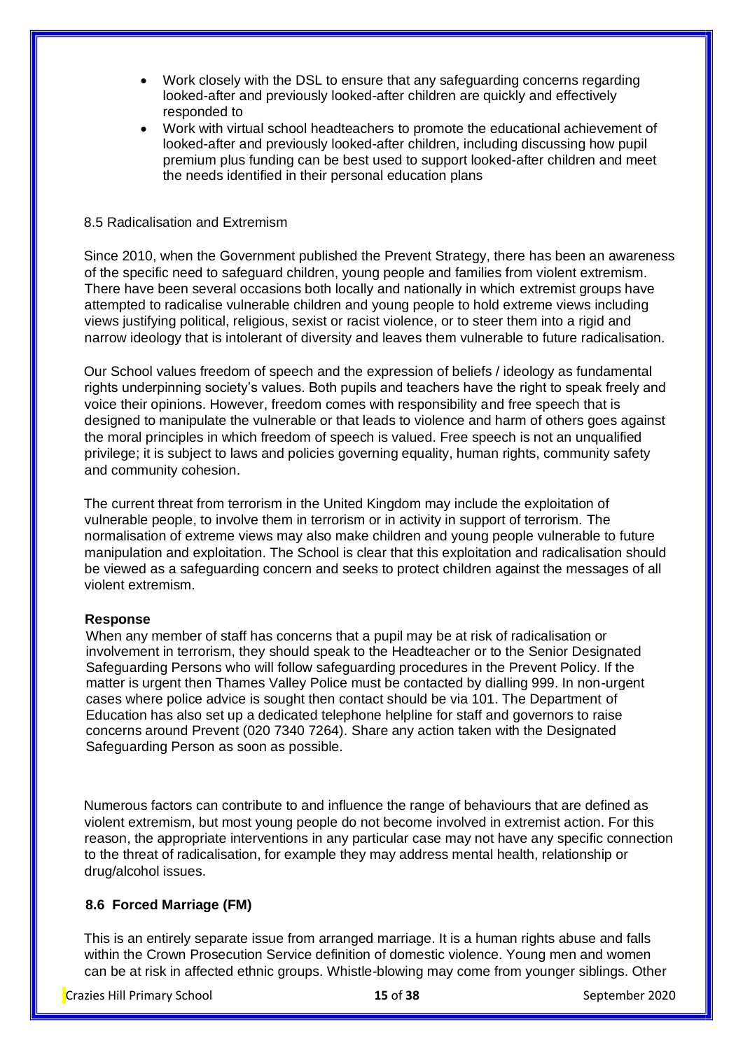- Work closely with the DSL to ensure that any safeguarding concerns regarding looked-after and previously looked-after children are quickly and effectively responded to
- Work with virtual school headteachers to promote the educational achievement of looked-after and previously looked-after children, including discussing how pupil premium plus funding can be best used to support looked-after children and meet the needs identified in their personal education plans

### 8.5 Radicalisation and Extremism

Since 2010, when the Government published the Prevent Strategy, there has been an awareness of the specific need to safeguard children, young people and families from violent extremism. There have been several occasions both locally and nationally in which extremist groups have attempted to radicalise vulnerable children and young people to hold extreme views including views justifying political, religious, sexist or racist violence, or to steer them into a rigid and narrow ideology that is intolerant of diversity and leaves them vulnerable to future radicalisation.

Our School values freedom of speech and the expression of beliefs / ideology as fundamental rights underpinning society's values. Both pupils and teachers have the right to speak freely and voice their opinions. However, freedom comes with responsibility and free speech that is designed to manipulate the vulnerable or that leads to violence and harm of others goes against the moral principles in which freedom of speech is valued. Free speech is not an unqualified privilege; it is subject to laws and policies governing equality, human rights, community safety and community cohesion.

The current threat from terrorism in the United Kingdom may include the exploitation of vulnerable people, to involve them in terrorism or in activity in support of terrorism. The normalisation of extreme views may also make children and young people vulnerable to future manipulation and exploitation. The School is clear that this exploitation and radicalisation should be viewed as a safeguarding concern and seeks to protect children against the messages of all violent extremism.

**Response**

When any member of staff has concerns that a pupil may be at risk of radicalisation or involvement in terrorism, they should speak to the Headteacher or to the Senior Designated Safeguarding Persons who will follow safeguarding procedures in the Prevent Policy. If the matter is urgent then Thames Valley Police must be contacted by dialling 999. In non-urgent cases where police advice is sought then contact should be via 101. The Department of Education has also set up a dedicated telephone helpline for staff and governors to raise concerns around Prevent (020 7340 7264). Share any action taken with the Designated Safeguarding Person as soon as possible.

Numerous factors can contribute to and influence the range of behaviours that are defined as violent extremism, but most young people do not become involved in extremist action. For this reason, the appropriate interventions in any particular case may not have any specific connection to the threat of radicalisation, for example they may address mental health, relationship or drug/alcohol issues.

### 8.6 Forced Marriage (FM)

This is an entirely separate issue from arranged marriage. It is a human rights abuse and falls within the Crown Prosecution Service definition of domestic violence. Young men and women can be at risk in affected ethnic groups. Whistle-blowing may come from younger siblings. Other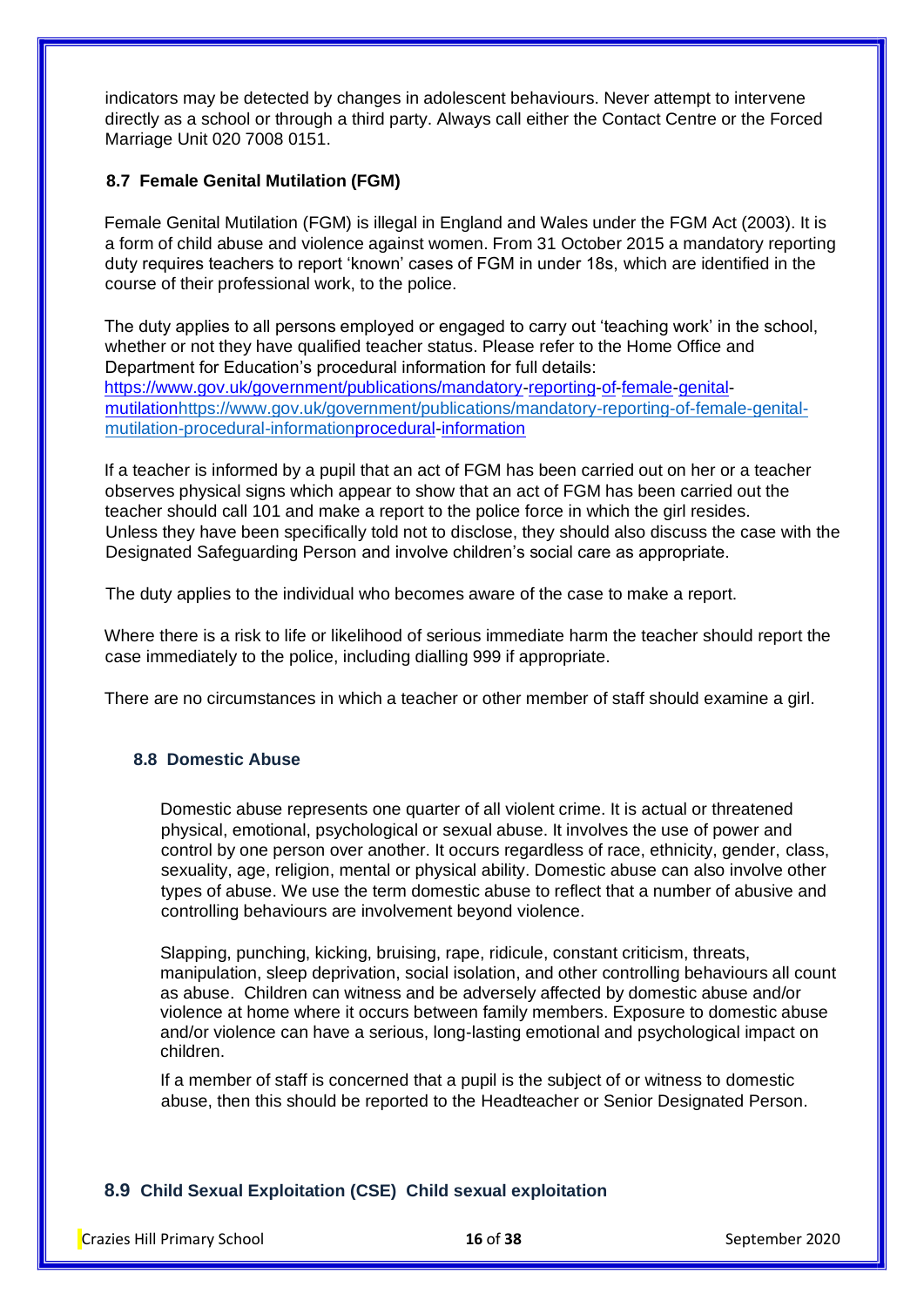indicators may be detected by changes in adolescent behaviours. Never attempt to intervene directly as a school or through a third party. Always call either the Contact Centre or the Forced Marriage Unit 020 7008 0151.

### 8.7 Female Genital Mutilation (FGM)

Female Genital Mutilation (FGM) is illegal in England and Wales under the FGM Act (2003). It is a form of child abuse and violence against women. From 31 October 2015 a mandatory reporting duty requires teachers to report 'known' cases of FGM in under 18s, which are identified in the course of their professional work, to the police.

The duty applies to all persons employed or engaged to carry out 'teaching work' in the school, whether or not they have qualified teacher status. Please refer to the Home Office and Department for Education's procedural information for full details: https://www.gov.uk/government/publications/mandatory-reporting-of-female-genital-mutilationhttps://www.gov.uk/government/publications/mandatory-reporting-of-female-genital-mutilation-procedural-informationprocedural-information

If a teacher is informed by a pupil that an act of FGM has been carried out on her or a teacher observes physical signs which appear to show that an act of FGM has been carried out the teacher should call 101 and make a report to the police force in which the girl resides. Unless they have been specifically told not to disclose, they should also discuss the case with the Designated Safeguarding Person and involve children's social care as appropriate.

The duty applies to the individual who becomes aware of the case to make a report.

Where there is a risk to life or likelihood of serious immediate harm the teacher should report the case immediately to the police, including dialling 999 if appropriate.

There are no circumstances in which a teacher or other member of staff should examine a girl.

### 8.8 Domestic Abuse

Domestic abuse represents one quarter of all violent crime. It is actual or threatened physical, emotional, psychological or sexual abuse. It involves the use of power and control by one person over another. It occurs regardless of race, ethnicity, gender, class, sexuality, age, religion, mental or physical ability. Domestic abuse can also involve other types of abuse. We use the term domestic abuse to reflect that a number of abusive and controlling behaviours are involvement beyond violence.

Slapping, punching, kicking, bruising, rape, ridicule, constant criticism, threats, manipulation, sleep deprivation, social isolation, and other controlling behaviours all count as abuse. Children can witness and be adversely affected by domestic abuse and/or violence at home where it occurs between family members. Exposure to domestic abuse and/or violence can have a serious, long-lasting emotional and psychological impact on children.

If a member of staff is concerned that a pupil is the subject of or witness to domestic abuse, then this should be reported to the Headteacher or Senior Designated Person.

### 8.9 Child Sexual Exploitation (CSE) Child sexual exploitation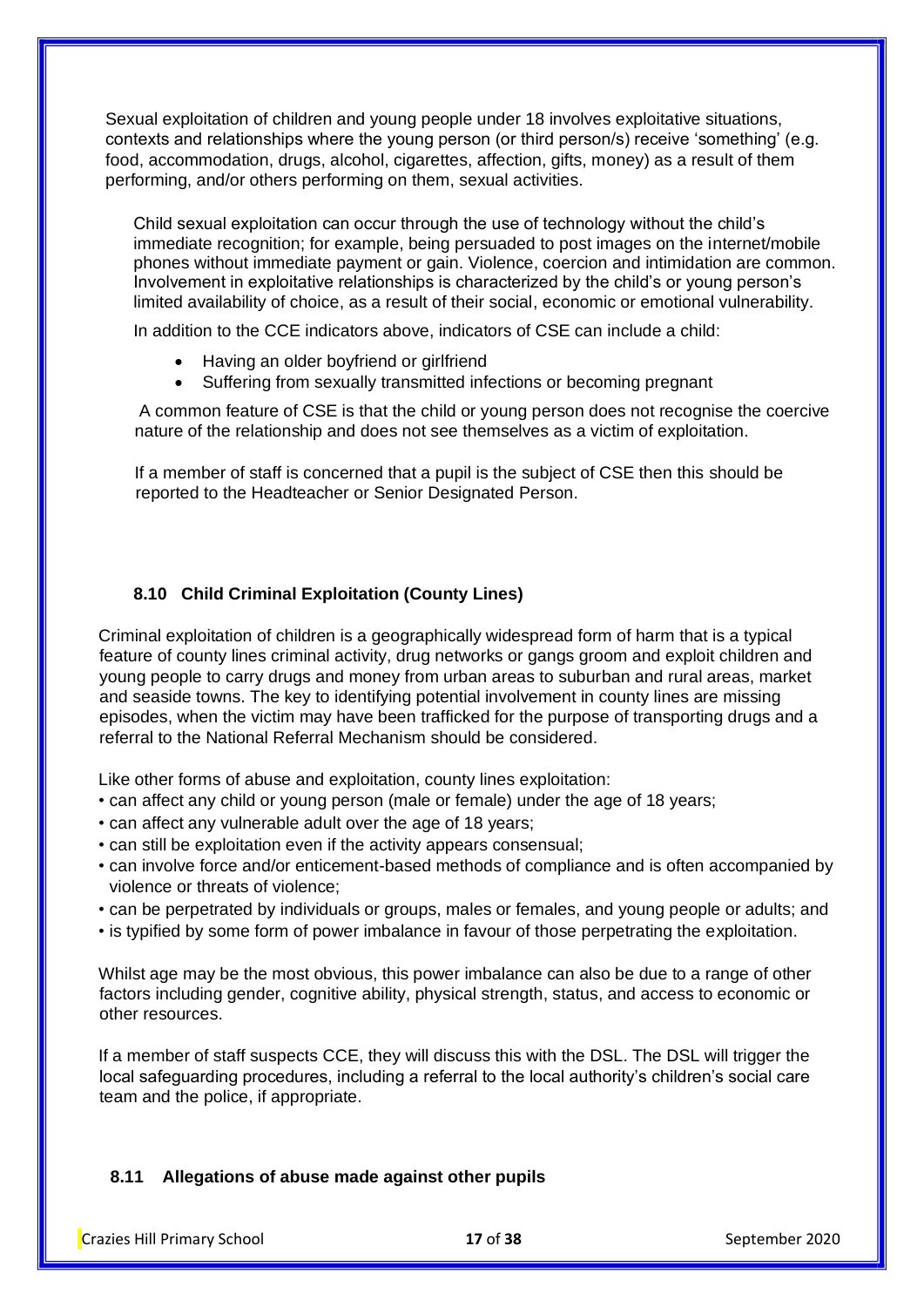Sexual exploitation of children and young people under 18 involves exploitative situations, contexts and relationships where the young person (or third person/s) receive 'something' (e.g. food, accommodation, drugs, alcohol, cigarettes, affection, gifts, money) as a result of them performing, and/or others performing on them, sexual activities.

Child sexual exploitation can occur through the use of technology without the child's immediate recognition; for example, being persuaded to post images on the internet/mobile phones without immediate payment or gain. Violence, coercion and intimidation are common. Involvement in exploitative relationships is characterized by the child's or young person's limited availability of choice, as a result of their social, economic or emotional vulnerability.

In addition to the CCE indicators above, indicators of CSE can include a child:

- Having an older boyfriend or girlfriend
- Suffering from sexually transmitted infections or becoming pregnant

A common feature of CSE is that the child or young person does not recognise the coercive nature of the relationship and does not see themselves as a victim of exploitation.

If a member of staff is concerned that a pupil is the subject of CSE then this should be reported to the Headteacher or Senior Designated Person.

### 8.10 Child Criminal Exploitation (County Lines)

Criminal exploitation of children is a geographically widespread form of harm that is a typical feature of county lines criminal activity, drug networks or gangs groom and exploit children and young people to carry drugs and money from urban areas to suburban and rural areas, market and seaside towns. The key to identifying potential involvement in county lines are missing episodes, when the victim may have been trafficked for the purpose of transporting drugs and a referral to the National Referral Mechanism should be considered.

Like other forms of abuse and exploitation, county lines exploitation:

- can affect any child or young person (male or female) under the age of 18 years;
- can affect any vulnerable adult over the age of 18 years;
- can still be exploitation even if the activity appears consensual;
- can involve force and/or enticement-based methods of compliance and is often accompanied by violence or threats of violence;
- can be perpetrated by individuals or groups, males or females, and young people or adults; and
- is typified by some form of power imbalance in favour of those perpetrating the exploitation.

Whilst age may be the most obvious, this power imbalance can also be due to a range of other factors including gender, cognitive ability, physical strength, status, and access to economic or other resources.

If a member of staff suspects CCE, they will discuss this with the DSL. The DSL will trigger the local safeguarding procedures, including a referral to the local authority's children's social care team and the police, if appropriate.

### 8.11 Allegations of abuse made against other pupils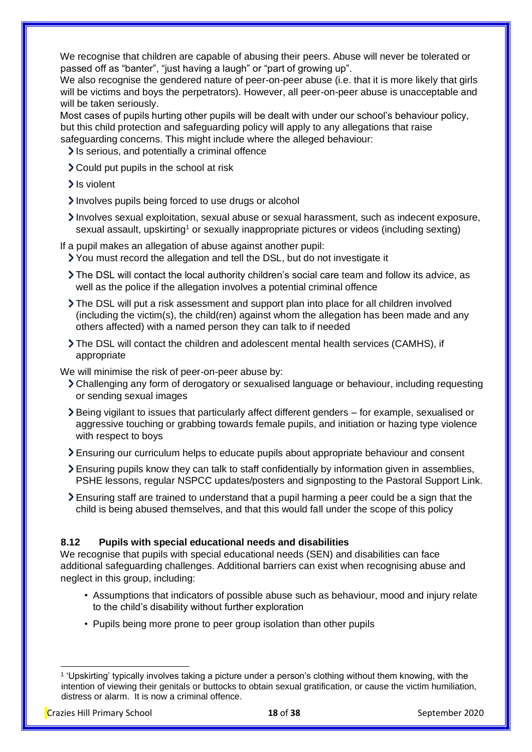We recognise that children are capable of abusing their peers. Abuse will never be tolerated or passed off as "banter", "just having a laugh" or "part of growing up".

We also recognise the gendered nature of peer-on-peer abuse (i.e. that it is more likely that girls will be victims and boys the perpetrators). However, all peer-on-peer abuse is unacceptable and will be taken seriously.

Most cases of pupils hurting other pupils will be dealt with under our school's behaviour policy, but this child protection and safeguarding policy will apply to any allegations that raise safeguarding concerns. This might include where the alleged behaviour:

- Is serious, and potentially a criminal offence
- Could put pupils in the school at risk
- Is violent
- Involves pupils being forced to use drugs or alcohol
- Involves sexual exploitation, sexual abuse or sexual harassment, such as indecent exposure, sexual assault, upskirting[1] or sexually inappropriate pictures or videos (including sexting)

If a pupil makes an allegation of abuse against another pupil:

- You must record the allegation and tell the DSL, but do not investigate it
- The DSL will contact the local authority children's social care team and follow its advice, as well as the police if the allegation involves a potential criminal offence
- The DSL will put a risk assessment and support plan into place for all children involved (including the victim(s), the child(ren) against whom the allegation has been made and any others affected) with a named person they can talk to if needed
- The DSL will contact the children and adolescent mental health services (CAMHS), if appropriate

We will minimise the risk of peer-on-peer abuse by:

- Challenging any form of derogatory or sexualised language or behaviour, including requesting or sending sexual images
- Being vigilant to issues that particularly affect different genders – for example, sexualised or aggressive touching or grabbing towards female pupils, and initiation or hazing type violence with respect to boys
- Ensuring our curriculum helps to educate pupils about appropriate behaviour and consent
- Ensuring pupils know they can talk to staff confidentially by information given in assemblies, PSHE lessons, regular NSPCC updates/posters and signposting to the Pastoral Support Link.
- Ensuring staff are trained to understand that a pupil harming a peer could be a sign that the child is being abused themselves, and that this would fall under the scope of this policy

### 8.12 Pupils with special educational needs and disabilities

We recognise that pupils with special educational needs (SEN) and disabilities can face additional safeguarding challenges. Additional barriers can exist when recognising abuse and neglect in this group, including:

- Assumptions that indicators of possible abuse such as behaviour, mood and injury relate to the child's disability without further exploration
- Pupils being more prone to peer group isolation than other pupils

[1] 'Upskirting' typically involves taking a picture under a person's clothing without them knowing, with the intention of viewing their genitals or buttocks to obtain sexual gratification, or cause the victim humiliation, distress or alarm. It is now a criminal offence.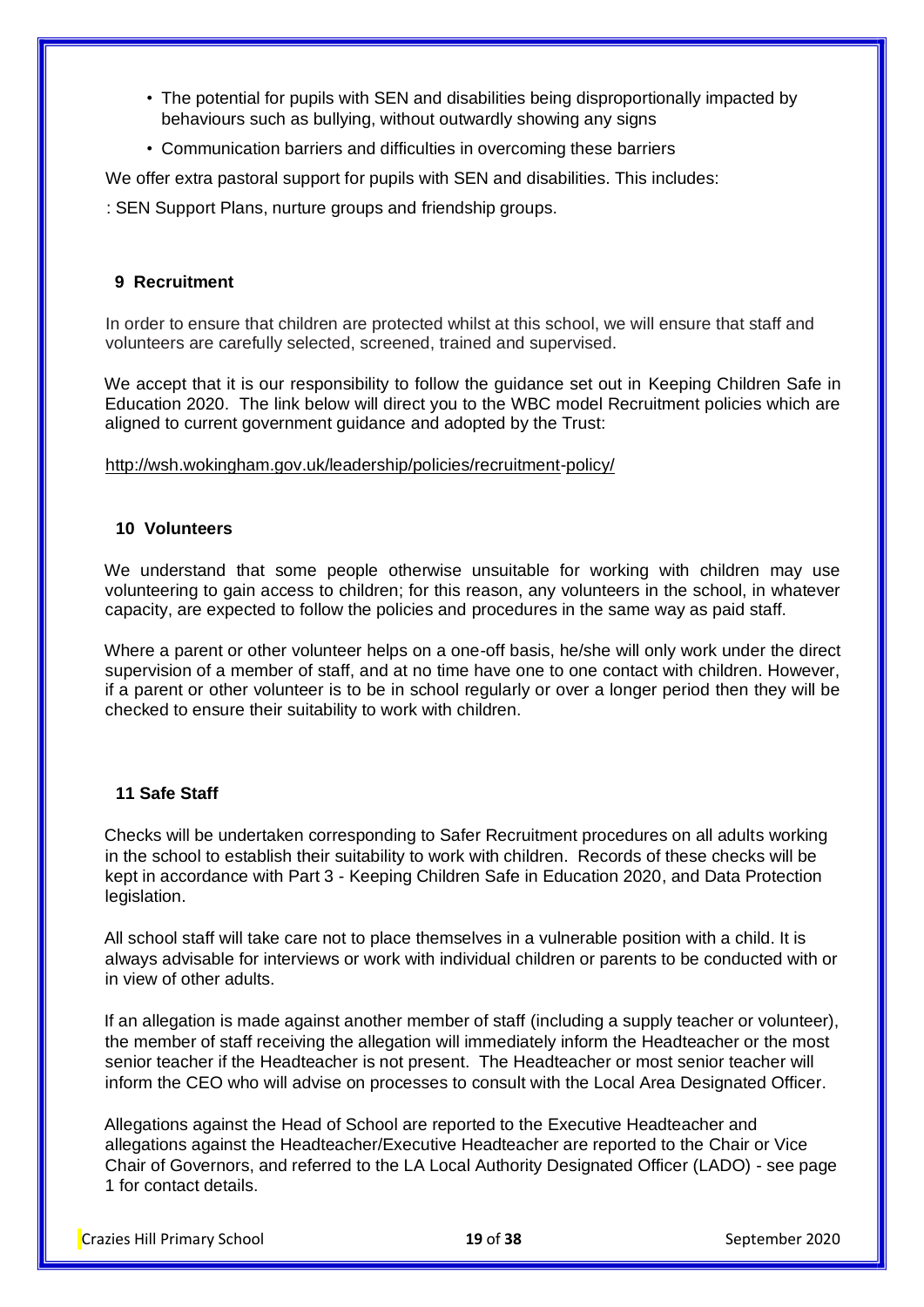- The potential for pupils with SEN and disabilities being disproportionally impacted by behaviours such as bullying, without outwardly showing any signs
- Communication barriers and difficulties in overcoming these barriers

We offer extra pastoral support for pupils with SEN and disabilities. This includes:

: SEN Support Plans, nurture groups and friendship groups.

## 9 Recruitment

In order to ensure that children are protected whilst at this school, we will ensure that staff and volunteers are carefully selected, screened, trained and supervised.

We accept that it is our responsibility to follow the guidance set out in Keeping Children Safe in Education 2020. The link below will direct you to the WBC model Recruitment policies which are aligned to current government guidance and adopted by the Trust:

http://wsh.wokingham.gov.uk/leadership/policies/recruitment-policy/

## 10 Volunteers

We understand that some people otherwise unsuitable for working with children may use volunteering to gain access to children; for this reason, any volunteers in the school, in whatever capacity, are expected to follow the policies and procedures in the same way as paid staff.

Where a parent or other volunteer helps on a one-off basis, he/she will only work under the direct supervision of a member of staff, and at no time have one to one contact with children. However, if a parent or other volunteer is to be in school regularly or over a longer period then they will be checked to ensure their suitability to work with children.

## 11 Safe Staff

Checks will be undertaken corresponding to Safer Recruitment procedures on all adults working in the school to establish their suitability to work with children. Records of these checks will be kept in accordance with Part 3 - Keeping Children Safe in Education 2020, and Data Protection legislation.

All school staff will take care not to place themselves in a vulnerable position with a child. It is always advisable for interviews or work with individual children or parents to be conducted with or in view of other adults.

If an allegation is made against another member of staff (including a supply teacher or volunteer), the member of staff receiving the allegation will immediately inform the Headteacher or the most senior teacher if the Headteacher is not present. The Headteacher or most senior teacher will inform the CEO who will advise on processes to consult with the Local Area Designated Officer.

Allegations against the Head of School are reported to the Executive Headteacher and allegations against the Headteacher/Executive Headteacher are reported to the Chair or Vice Chair of Governors, and referred to the LA Local Authority Designated Officer (LADO) - see page 1 for contact details.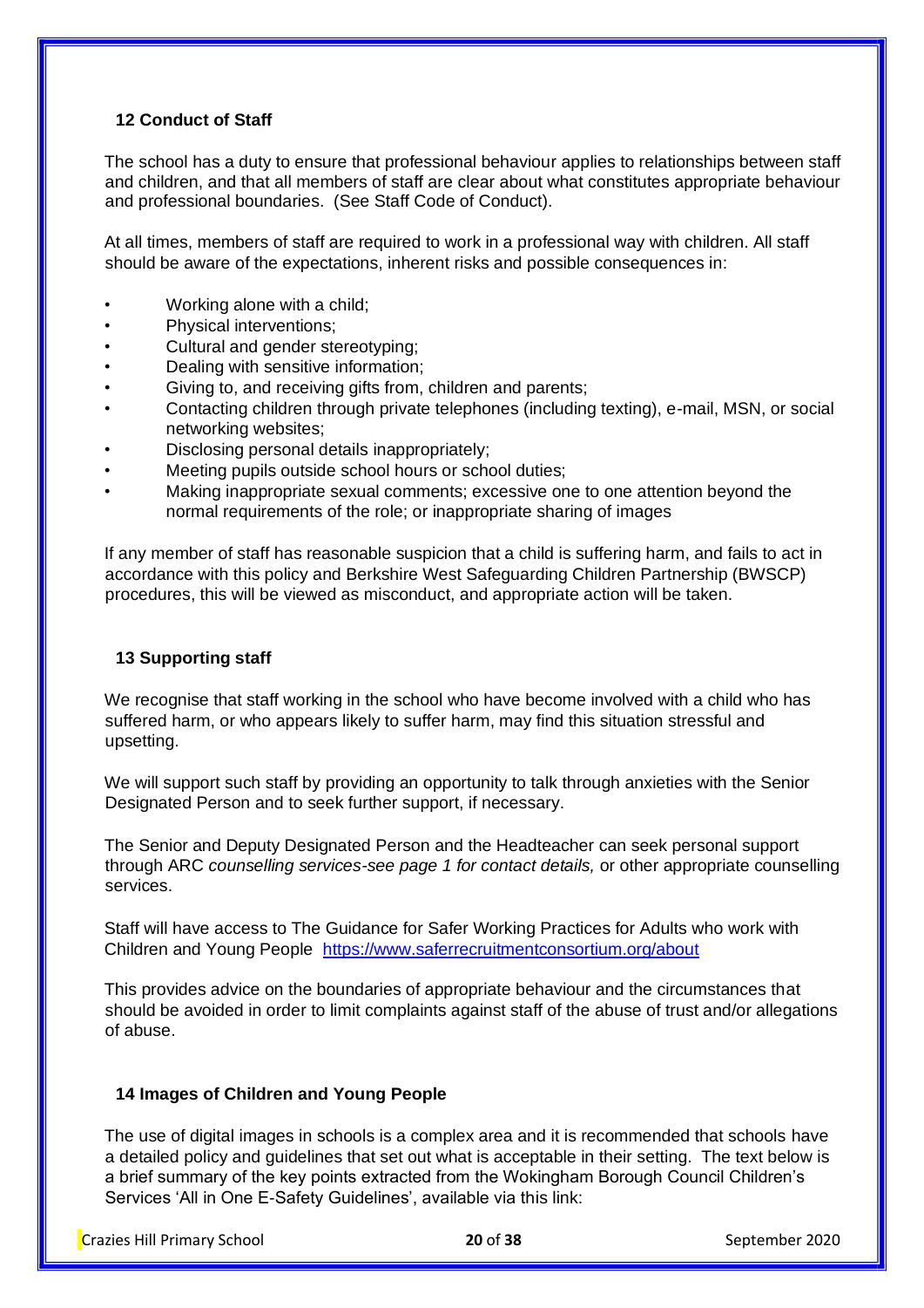## 12 Conduct of Staff

The school has a duty to ensure that professional behaviour applies to relationships between staff and children, and that all members of staff are clear about what constitutes appropriate behaviour and professional boundaries. (See Staff Code of Conduct).

At all times, members of staff are required to work in a professional way with children. All staff should be aware of the expectations, inherent risks and possible consequences in:

- Working alone with a child;
- Physical interventions;
- Cultural and gender stereotyping;
- Dealing with sensitive information;
- Giving to, and receiving gifts from, children and parents;
- Contacting children through private telephones (including texting), e-mail, MSN, or social networking websites;
- Disclosing personal details inappropriately;
- Meeting pupils outside school hours or school duties;
- Making inappropriate sexual comments; excessive one to one attention beyond the normal requirements of the role; or inappropriate sharing of images

If any member of staff has reasonable suspicion that a child is suffering harm, and fails to act in accordance with this policy and Berkshire West Safeguarding Children Partnership (BWSCP) procedures, this will be viewed as misconduct, and appropriate action will be taken.

## 13 Supporting staff

We recognise that staff working in the school who have become involved with a child who has suffered harm, or who appears likely to suffer harm, may find this situation stressful and upsetting.

We will support such staff by providing an opportunity to talk through anxieties with the Senior Designated Person and to seek further support, if necessary.

The Senior and Deputy Designated Person and the Headteacher can seek personal support through ARC *counselling services-see page 1 for contact details,* or other appropriate counselling services.

Staff will have access to The Guidance for Safer Working Practices for Adults who work with Children and Young People https://www.saferrecruitmentconsortium.org/about

This provides advice on the boundaries of appropriate behaviour and the circumstances that should be avoided in order to limit complaints against staff of the abuse of trust and/or allegations of abuse.

## 14 Images of Children and Young People

The use of digital images in schools is a complex area and it is recommended that schools have a detailed policy and guidelines that set out what is acceptable in their setting. The text below is a brief summary of the key points extracted from the Wokingham Borough Council Children's Services 'All in One E-Safety Guidelines', available via this link: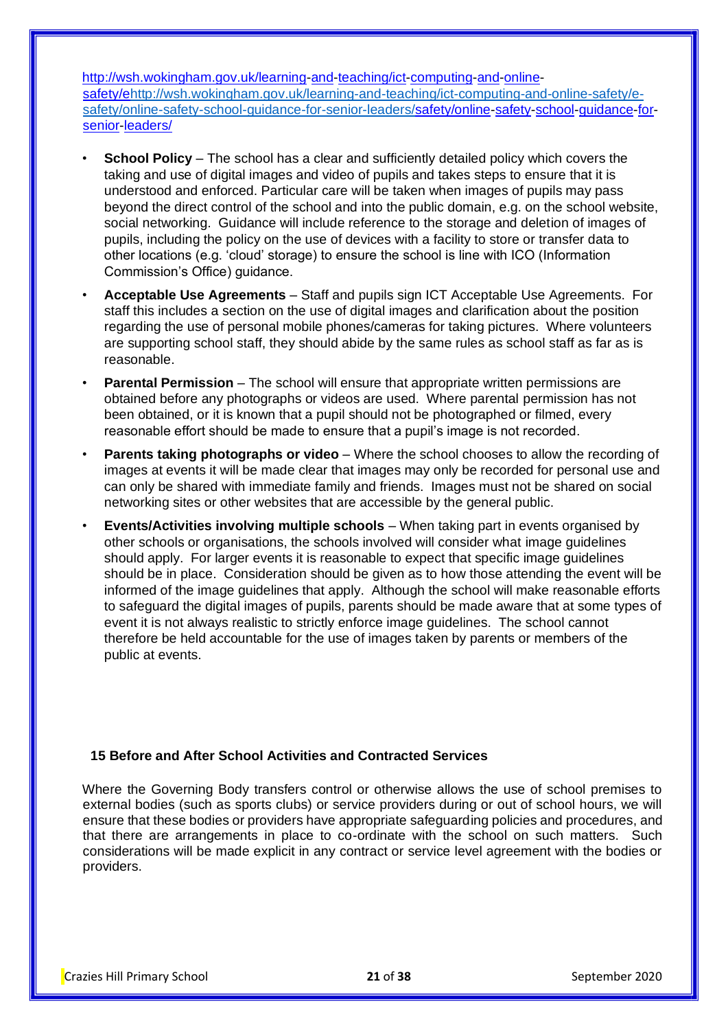http://wsh.wokingham.gov.uk/learning-and-teaching/ict-computing-and-online-safety/ehttp://wsh.wokingham.gov.uk/learning-and-teaching/ict-computing-and-online-safety/e-safety/online-safety-school-guidance-for-senior-leaders/safety/online-safety-school-guidance-for-senior-leaders/

- **School Policy** – The school has a clear and sufficiently detailed policy which covers the taking and use of digital images and video of pupils and takes steps to ensure that it is understood and enforced. Particular care will be taken when images of pupils may pass beyond the direct control of the school and into the public domain, e.g. on the school website, social networking. Guidance will include reference to the storage and deletion of images of pupils, including the policy on the use of devices with a facility to store or transfer data to other locations (e.g. 'cloud' storage) to ensure the school is line with ICO (Information Commission's Office) guidance.
- **Acceptable Use Agreements** – Staff and pupils sign ICT Acceptable Use Agreements. For staff this includes a section on the use of digital images and clarification about the position regarding the use of personal mobile phones/cameras for taking pictures. Where volunteers are supporting school staff, they should abide by the same rules as school staff as far as is reasonable.
- **Parental Permission** – The school will ensure that appropriate written permissions are obtained before any photographs or videos are used. Where parental permission has not been obtained, or it is known that a pupil should not be photographed or filmed, every reasonable effort should be made to ensure that a pupil's image is not recorded.
- **Parents taking photographs or video** – Where the school chooses to allow the recording of images at events it will be made clear that images may only be recorded for personal use and can only be shared with immediate family and friends. Images must not be shared on social networking sites or other websites that are accessible by the general public.
- **Events/Activities involving multiple schools** – When taking part in events organised by other schools or organisations, the schools involved will consider what image guidelines should apply. For larger events it is reasonable to expect that specific image guidelines should be in place. Consideration should be given as to how those attending the event will be informed of the image guidelines that apply. Although the school will make reasonable efforts to safeguard the digital images of pupils, parents should be made aware that at some types of event it is not always realistic to strictly enforce image guidelines. The school cannot therefore be held accountable for the use of images taken by parents or members of the public at events.

## 15 Before and After School Activities and Contracted Services

Where the Governing Body transfers control or otherwise allows the use of school premises to external bodies (such as sports clubs) or service providers during or out of school hours, we will ensure that these bodies or providers have appropriate safeguarding policies and procedures, and that there are arrangements in place to co-ordinate with the school on such matters. Such considerations will be made explicit in any contract or service level agreement with the bodies or providers.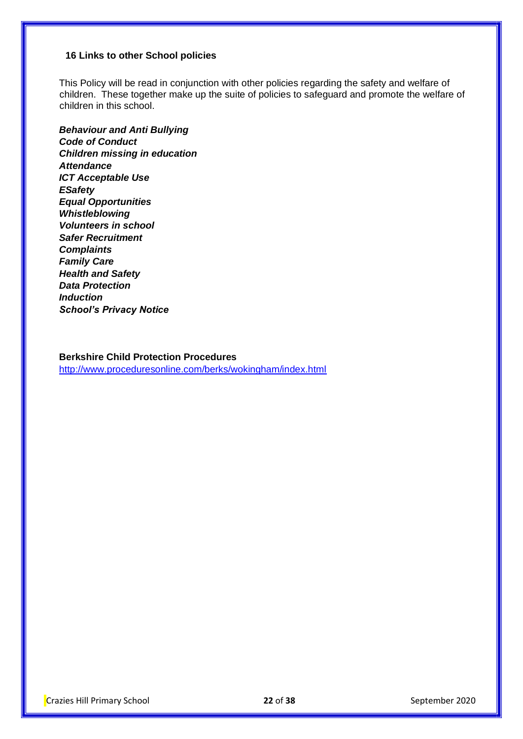## 16 Links to other School policies

This Policy will be read in conjunction with other policies regarding the safety and welfare of children. These together make up the suite of policies to safeguard and promote the welfare of children in this school.

***Behaviour and Anti Bullying***
***Code of Conduct***
***Children missing in education***
***Attendance***
***ICT Acceptable Use***
***ESafety***
***Equal Opportunities***
***Whistleblowing***
***Volunteers in school***
***Safer Recruitment***
***Complaints***
***Family Care***
***Health and Safety***
***Data Protection***
***Induction***
***School's Privacy Notice***

**Berkshire Child Protection Procedures**
http://www.proceduresonline.com/berks/wokingham/index.html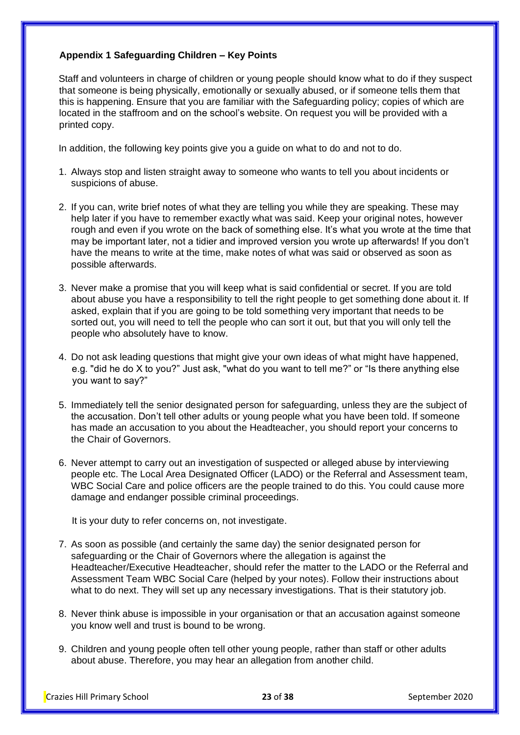### Appendix 1 Safeguarding Children – Key Points

Staff and volunteers in charge of children or young people should know what to do if they suspect that someone is being physically, emotionally or sexually abused, or if someone tells them that this is happening. Ensure that you are familiar with the Safeguarding policy; copies of which are located in the staffroom and on the school's website. On request you will be provided with a printed copy.

In addition, the following key points give you a guide on what to do and not to do.

1. Always stop and listen straight away to someone who wants to tell you about incidents or suspicions of abuse.

2. If you can, write brief notes of what they are telling you while they are speaking. These may help later if you have to remember exactly what was said. Keep your original notes, however rough and even if you wrote on the back of something else. It's what you wrote at the time that may be important later, not a tidier and improved version you wrote up afterwards! If you don't have the means to write at the time, make notes of what was said or observed as soon as possible afterwards.

3. Never make a promise that you will keep what is said confidential or secret. If you are told about abuse you have a responsibility to tell the right people to get something done about it. If asked, explain that if you are going to be told something very important that needs to be sorted out, you will need to tell the people who can sort it out, but that you will only tell the people who absolutely have to know.

4. Do not ask leading questions that might give your own ideas of what might have happened, e.g. "did he do X to you?" Just ask, "what do you want to tell me?" or "Is there anything else you want to say?"

5. Immediately tell the senior designated person for safeguarding, unless they are the subject of the accusation. Don't tell other adults or young people what you have been told. If someone has made an accusation to you about the Headteacher, you should report your concerns to the Chair of Governors.

6. Never attempt to carry out an investigation of suspected or alleged abuse by interviewing people etc. The Local Area Designated Officer (LADO) or the Referral and Assessment team, WBC Social Care and police officers are the people trained to do this. You could cause more damage and endanger possible criminal proceedings.

   It is your duty to refer concerns on, not investigate.

7. As soon as possible (and certainly the same day) the senior designated person for safeguarding or the Chair of Governors where the allegation is against the Headteacher/Executive Headteacher, should refer the matter to the LADO or the Referral and Assessment Team WBC Social Care (helped by your notes). Follow their instructions about what to do next. They will set up any necessary investigations. That is their statutory job.

8. Never think abuse is impossible in your organisation or that an accusation against someone you know well and trust is bound to be wrong.

9. Children and young people often tell other young people, rather than staff or other adults about abuse. Therefore, you may hear an allegation from another child.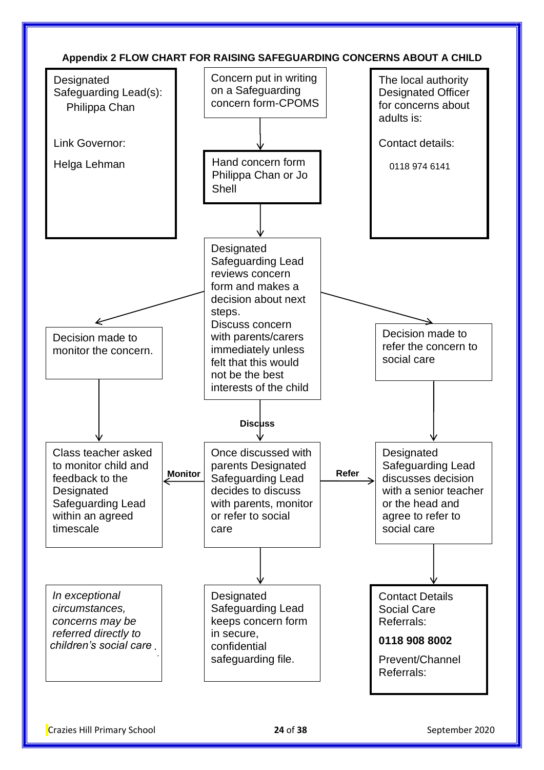## Appendix 2 FLOW CHART FOR RAISING SAFEGUARDING CONCERNS ABOUT A CHILD

Designated Safeguarding Lead(s):
Philippa Chan

Link Governor:

Helga Lehman

Concern put in writing on a Safeguarding concern form-CPOMS

↓

Hand concern form Philippa Chan or Jo Shell

↓

Designated Safeguarding Lead reviews concern form and makes a decision about next steps.
Discuss concern with parents/carers immediately unless felt that this would not be the best interests of the child

The local authority Designated Officer for concerns about adults is:

Contact details:

0118 974 6141

**Monitor route:**

Decision made to monitor the concern.

↓

Class teacher asked to monitor child and feedback to the Designated Safeguarding Lead within an agreed timescale

**Discuss route:**

Once discussed with parents Designated Safeguarding Lead decides to discuss with parents, monitor or refer to social care

- **Monitor** → Class teacher asked to monitor child and feedback to the Designated Safeguarding Lead within an agreed timescale
- **Refer** → Designated Safeguarding Lead discusses decision with a senior teacher or the head and agree to refer to social care

↓

Designated Safeguarding Lead keeps concern form in secure, confidential safeguarding file.

**Refer route:**

Decision made to refer the concern to social care

↓

Designated Safeguarding Lead discusses decision with a senior teacher or the head and agree to refer to social care

↓

Contact Details Social Care Referrals:

**0118 908 8002**

Prevent/Channel Referrals:

*In exceptional circumstances, concerns may be referred directly to children's social care.*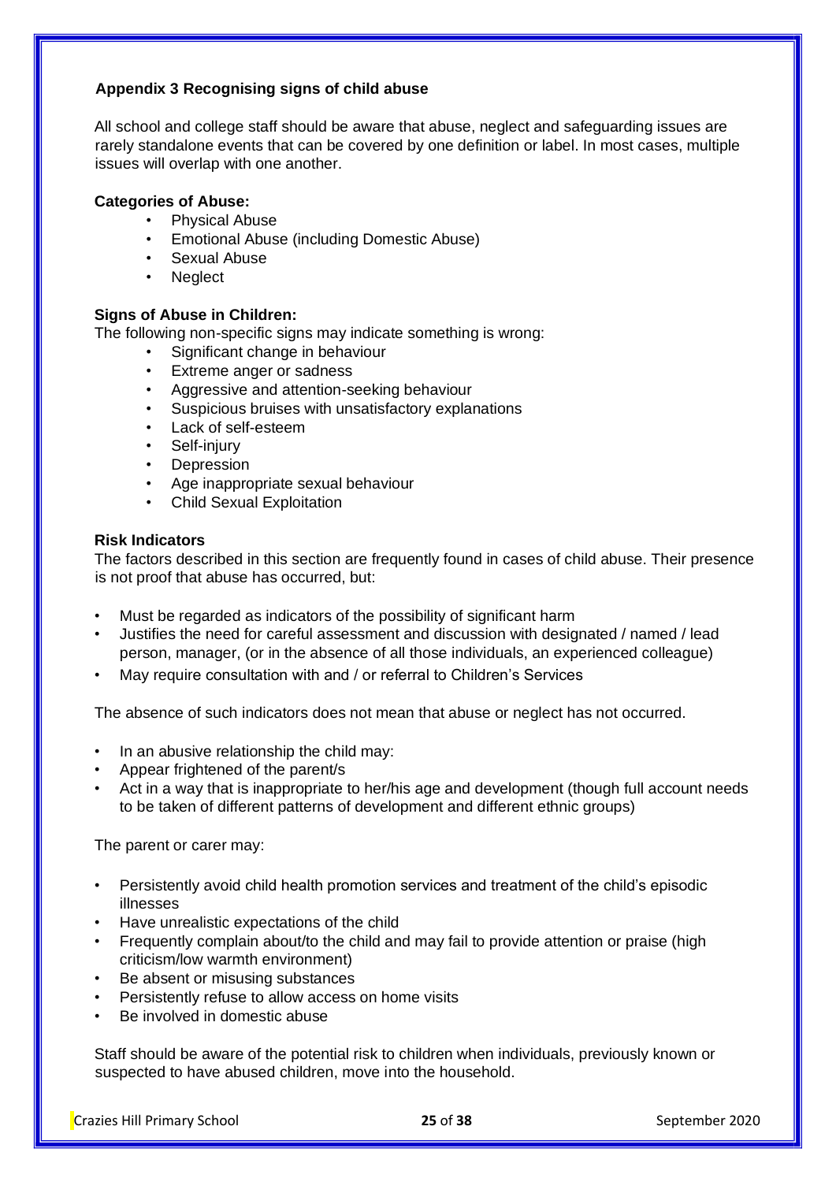### Appendix 3 Recognising signs of child abuse

All school and college staff should be aware that abuse, neglect and safeguarding issues are rarely standalone events that can be covered by one definition or label. In most cases, multiple issues will overlap with one another.

**Categories of Abuse:**

- Physical Abuse
- Emotional Abuse (including Domestic Abuse)
- Sexual Abuse
- Neglect

**Signs of Abuse in Children:**

The following non-specific signs may indicate something is wrong:

- Significant change in behaviour
- Extreme anger or sadness
- Aggressive and attention-seeking behaviour
- Suspicious bruises with unsatisfactory explanations
- Lack of self-esteem
- Self-injury
- Depression
- Age inappropriate sexual behaviour
- Child Sexual Exploitation

**Risk Indicators**

The factors described in this section are frequently found in cases of child abuse. Their presence is not proof that abuse has occurred, but:

- Must be regarded as indicators of the possibility of significant harm
- Justifies the need for careful assessment and discussion with designated / named / lead person, manager, (or in the absence of all those individuals, an experienced colleague)
- May require consultation with and / or referral to Children's Services

The absence of such indicators does not mean that abuse or neglect has not occurred.

- In an abusive relationship the child may:
- Appear frightened of the parent/s
- Act in a way that is inappropriate to her/his age and development (though full account needs to be taken of different patterns of development and different ethnic groups)

The parent or carer may:

- Persistently avoid child health promotion services and treatment of the child's episodic illnesses
- Have unrealistic expectations of the child
- Frequently complain about/to the child and may fail to provide attention or praise (high criticism/low warmth environment)
- Be absent or misusing substances
- Persistently refuse to allow access on home visits
- Be involved in domestic abuse

Staff should be aware of the potential risk to children when individuals, previously known or suspected to have abused children, move into the household.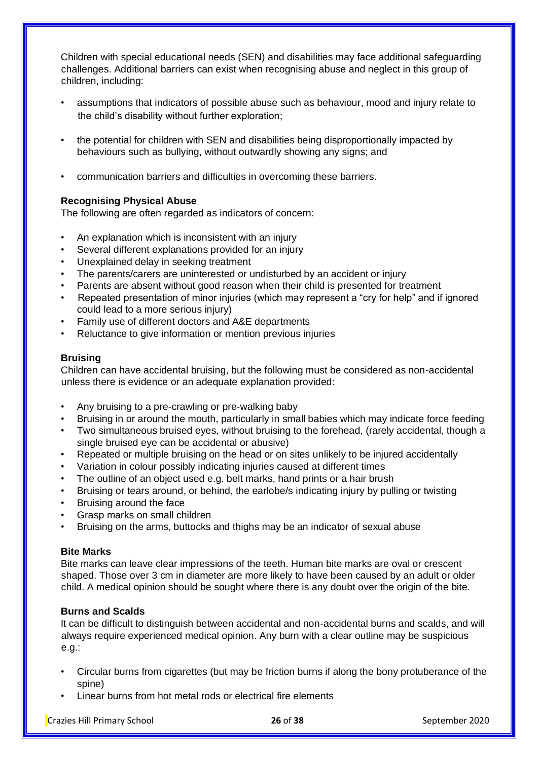Children with special educational needs (SEN) and disabilities may face additional safeguarding challenges. Additional barriers can exist when recognising abuse and neglect in this group of children, including:

- assumptions that indicators of possible abuse such as behaviour, mood and injury relate to the child's disability without further exploration;
- the potential for children with SEN and disabilities being disproportionally impacted by behaviours such as bullying, without outwardly showing any signs; and
- communication barriers and difficulties in overcoming these barriers.

**Recognising Physical Abuse**

The following are often regarded as indicators of concern:

- An explanation which is inconsistent with an injury
- Several different explanations provided for an injury
- Unexplained delay in seeking treatment
- The parents/carers are uninterested or undisturbed by an accident or injury
- Parents are absent without good reason when their child is presented for treatment
- Repeated presentation of minor injuries (which may represent a "cry for help" and if ignored could lead to a more serious injury)
- Family use of different doctors and A&E departments
- Reluctance to give information or mention previous injuries

**Bruising**

Children can have accidental bruising, but the following must be considered as non-accidental unless there is evidence or an adequate explanation provided:

- Any bruising to a pre-crawling or pre-walking baby
- Bruising in or around the mouth, particularly in small babies which may indicate force feeding
- Two simultaneous bruised eyes, without bruising to the forehead, (rarely accidental, though a single bruised eye can be accidental or abusive)
- Repeated or multiple bruising on the head or on sites unlikely to be injured accidentally
- Variation in colour possibly indicating injuries caused at different times
- The outline of an object used e.g. belt marks, hand prints or a hair brush
- Bruising or tears around, or behind, the earlobe/s indicating injury by pulling or twisting
- Bruising around the face
- Grasp marks on small children
- Bruising on the arms, buttocks and thighs may be an indicator of sexual abuse

**Bite Marks**

Bite marks can leave clear impressions of the teeth. Human bite marks are oval or crescent shaped. Those over 3 cm in diameter are more likely to have been caused by an adult or older child. A medical opinion should be sought where there is any doubt over the origin of the bite.

**Burns and Scalds**

It can be difficult to distinguish between accidental and non-accidental burns and scalds, and will always require experienced medical opinion. Any burn with a clear outline may be suspicious e.g.:

- Circular burns from cigarettes (but may be friction burns if along the bony protuberance of the spine)
- Linear burns from hot metal rods or electrical fire elements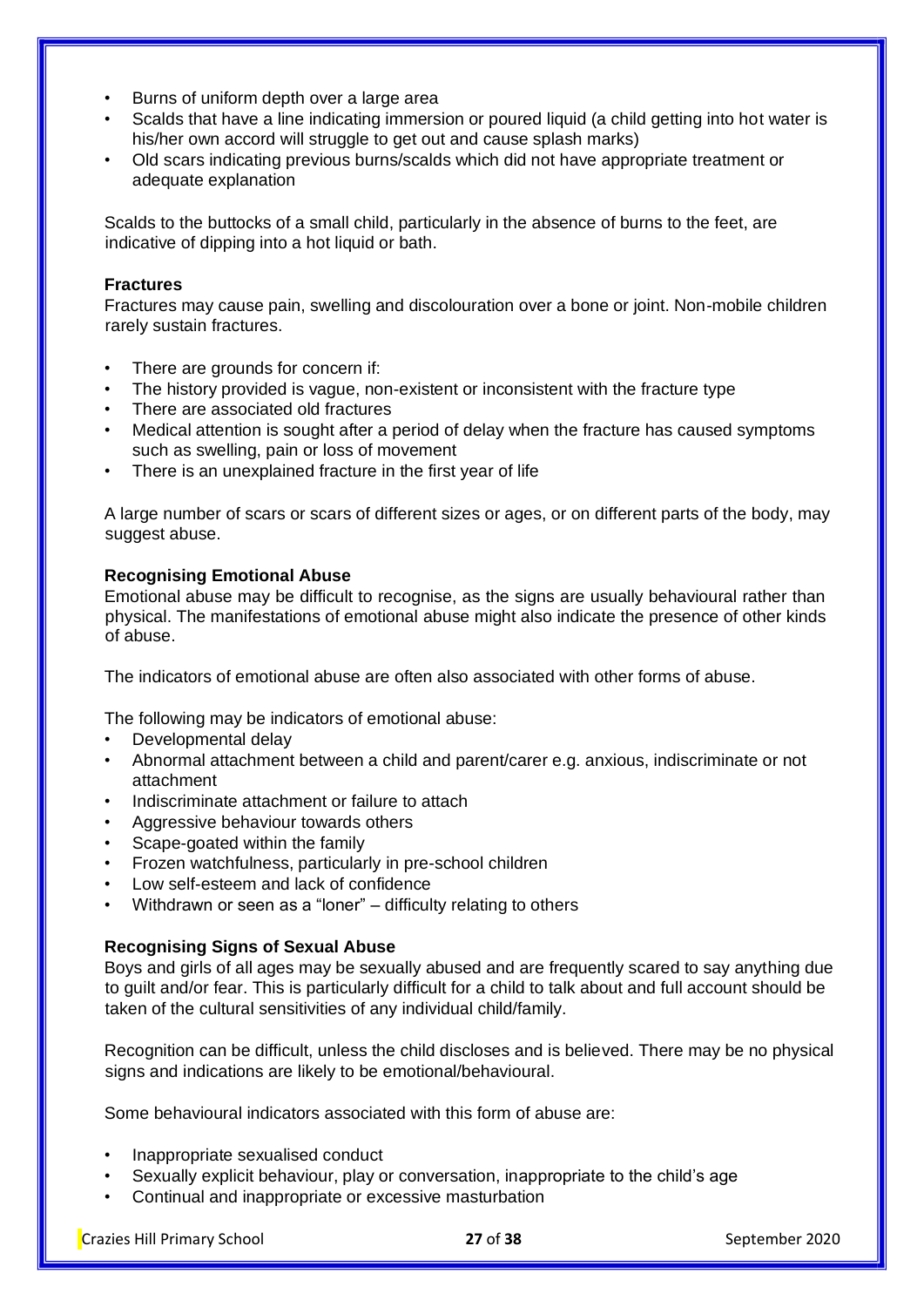- Burns of uniform depth over a large area
- Scalds that have a line indicating immersion or poured liquid (a child getting into hot water is his/her own accord will struggle to get out and cause splash marks)
- Old scars indicating previous burns/scalds which did not have appropriate treatment or adequate explanation

Scalds to the buttocks of a small child, particularly in the absence of burns to the feet, are indicative of dipping into a hot liquid or bath.

**Fractures**

Fractures may cause pain, swelling and discolouration over a bone or joint. Non-mobile children rarely sustain fractures.

- There are grounds for concern if:
- The history provided is vague, non-existent or inconsistent with the fracture type
- There are associated old fractures
- Medical attention is sought after a period of delay when the fracture has caused symptoms such as swelling, pain or loss of movement
- There is an unexplained fracture in the first year of life

A large number of scars or scars of different sizes or ages, or on different parts of the body, may suggest abuse.

**Recognising Emotional Abuse**

Emotional abuse may be difficult to recognise, as the signs are usually behavioural rather than physical. The manifestations of emotional abuse might also indicate the presence of other kinds of abuse.

The indicators of emotional abuse are often also associated with other forms of abuse.

The following may be indicators of emotional abuse:

- Developmental delay
- Abnormal attachment between a child and parent/carer e.g. anxious, indiscriminate or not attachment
- Indiscriminate attachment or failure to attach
- Aggressive behaviour towards others
- Scape-goated within the family
- Frozen watchfulness, particularly in pre-school children
- Low self-esteem and lack of confidence
- Withdrawn or seen as a "loner" – difficulty relating to others

**Recognising Signs of Sexual Abuse**

Boys and girls of all ages may be sexually abused and are frequently scared to say anything due to guilt and/or fear. This is particularly difficult for a child to talk about and full account should be taken of the cultural sensitivities of any individual child/family.

Recognition can be difficult, unless the child discloses and is believed. There may be no physical signs and indications are likely to be emotional/behavioural.

Some behavioural indicators associated with this form of abuse are:

- Inappropriate sexualised conduct
- Sexually explicit behaviour, play or conversation, inappropriate to the child's age
- Continual and inappropriate or excessive masturbation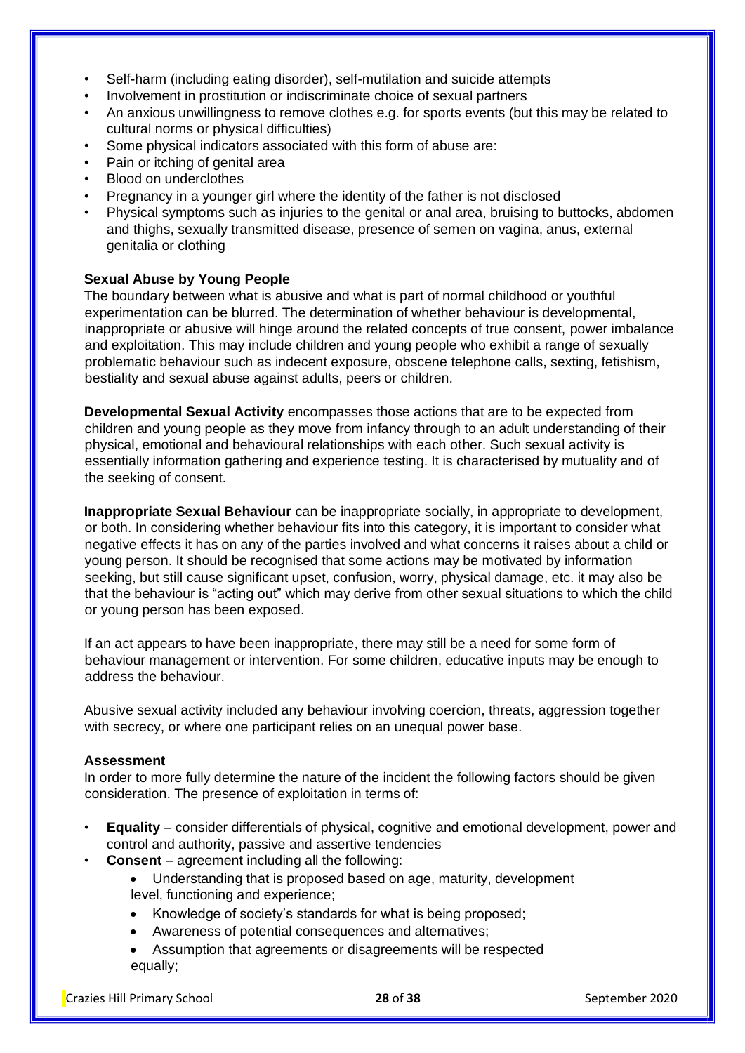- Self-harm (including eating disorder), self-mutilation and suicide attempts
- Involvement in prostitution or indiscriminate choice of sexual partners
- An anxious unwillingness to remove clothes e.g. for sports events (but this may be related to cultural norms or physical difficulties)
- Some physical indicators associated with this form of abuse are:
- Pain or itching of genital area
- Blood on underclothes
- Pregnancy in a younger girl where the identity of the father is not disclosed
- Physical symptoms such as injuries to the genital or anal area, bruising to buttocks, abdomen and thighs, sexually transmitted disease, presence of semen on vagina, anus, external genitalia or clothing

**Sexual Abuse by Young People**

The boundary between what is abusive and what is part of normal childhood or youthful experimentation can be blurred. The determination of whether behaviour is developmental, inappropriate or abusive will hinge around the related concepts of true consent, power imbalance and exploitation. This may include children and young people who exhibit a range of sexually problematic behaviour such as indecent exposure, obscene telephone calls, sexting, fetishism, bestiality and sexual abuse against adults, peers or children.

**Developmental Sexual Activity** encompasses those actions that are to be expected from children and young people as they move from infancy through to an adult understanding of their physical, emotional and behavioural relationships with each other. Such sexual activity is essentially information gathering and experience testing. It is characterised by mutuality and of the seeking of consent.

**Inappropriate Sexual Behaviour** can be inappropriate socially, in appropriate to development, or both. In considering whether behaviour fits into this category, it is important to consider what negative effects it has on any of the parties involved and what concerns it raises about a child or young person. It should be recognised that some actions may be motivated by information seeking, but still cause significant upset, confusion, worry, physical damage, etc. it may also be that the behaviour is "acting out" which may derive from other sexual situations to which the child or young person has been exposed.

If an act appears to have been inappropriate, there may still be a need for some form of behaviour management or intervention. For some children, educative inputs may be enough to address the behaviour.

Abusive sexual activity included any behaviour involving coercion, threats, aggression together with secrecy, or where one participant relies on an unequal power base.

**Assessment**

In order to more fully determine the nature of the incident the following factors should be given consideration. The presence of exploitation in terms of:

- **Equality** – consider differentials of physical, cognitive and emotional development, power and control and authority, passive and assertive tendencies
- **Consent** – agreement including all the following:
  - Understanding that is proposed based on age, maturity, development level, functioning and experience;
  - Knowledge of society's standards for what is being proposed;
  - Awareness of potential consequences and alternatives;
  - Assumption that agreements or disagreements will be respected equally;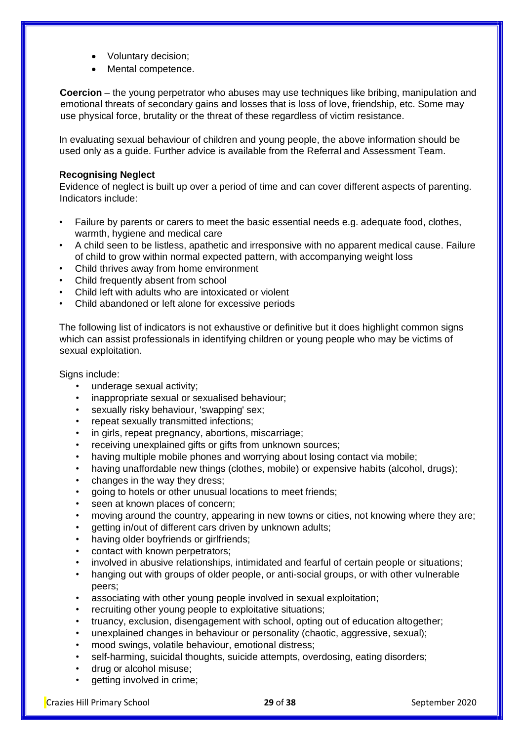- Voluntary decision;
- Mental competence.

**Coercion** – the young perpetrator who abuses may use techniques like bribing, manipulation and emotional threats of secondary gains and losses that is loss of love, friendship, etc. Some may use physical force, brutality or the threat of these regardless of victim resistance.

In evaluating sexual behaviour of children and young people, the above information should be used only as a guide. Further advice is available from the Referral and Assessment Team.

**Recognising Neglect**

Evidence of neglect is built up over a period of time and can cover different aspects of parenting. Indicators include:

- Failure by parents or carers to meet the basic essential needs e.g. adequate food, clothes, warmth, hygiene and medical care
- A child seen to be listless, apathetic and irresponsive with no apparent medical cause. Failure of child to grow within normal expected pattern, with accompanying weight loss
- Child thrives away from home environment
- Child frequently absent from school
- Child left with adults who are intoxicated or violent
- Child abandoned or left alone for excessive periods

The following list of indicators is not exhaustive or definitive but it does highlight common signs which can assist professionals in identifying children or young people who may be victims of sexual exploitation.

Signs include:

- underage sexual activity;
- inappropriate sexual or sexualised behaviour;
- sexually risky behaviour, 'swapping' sex;
- repeat sexually transmitted infections;
- in girls, repeat pregnancy, abortions, miscarriage;
- receiving unexplained gifts or gifts from unknown sources;
- having multiple mobile phones and worrying about losing contact via mobile;
- having unaffordable new things (clothes, mobile) or expensive habits (alcohol, drugs);
- changes in the way they dress;
- going to hotels or other unusual locations to meet friends;
- seen at known places of concern;
- moving around the country, appearing in new towns or cities, not knowing where they are;
- getting in/out of different cars driven by unknown adults;
- having older boyfriends or girlfriends;
- contact with known perpetrators;
- involved in abusive relationships, intimidated and fearful of certain people or situations;
- hanging out with groups of older people, or anti-social groups, or with other vulnerable peers;
- associating with other young people involved in sexual exploitation;
- recruiting other young people to exploitative situations;
- truancy, exclusion, disengagement with school, opting out of education altogether;
- unexplained changes in behaviour or personality (chaotic, aggressive, sexual);
- mood swings, volatile behaviour, emotional distress;
- self-harming, suicidal thoughts, suicide attempts, overdosing, eating disorders;
- drug or alcohol misuse;
- getting involved in crime;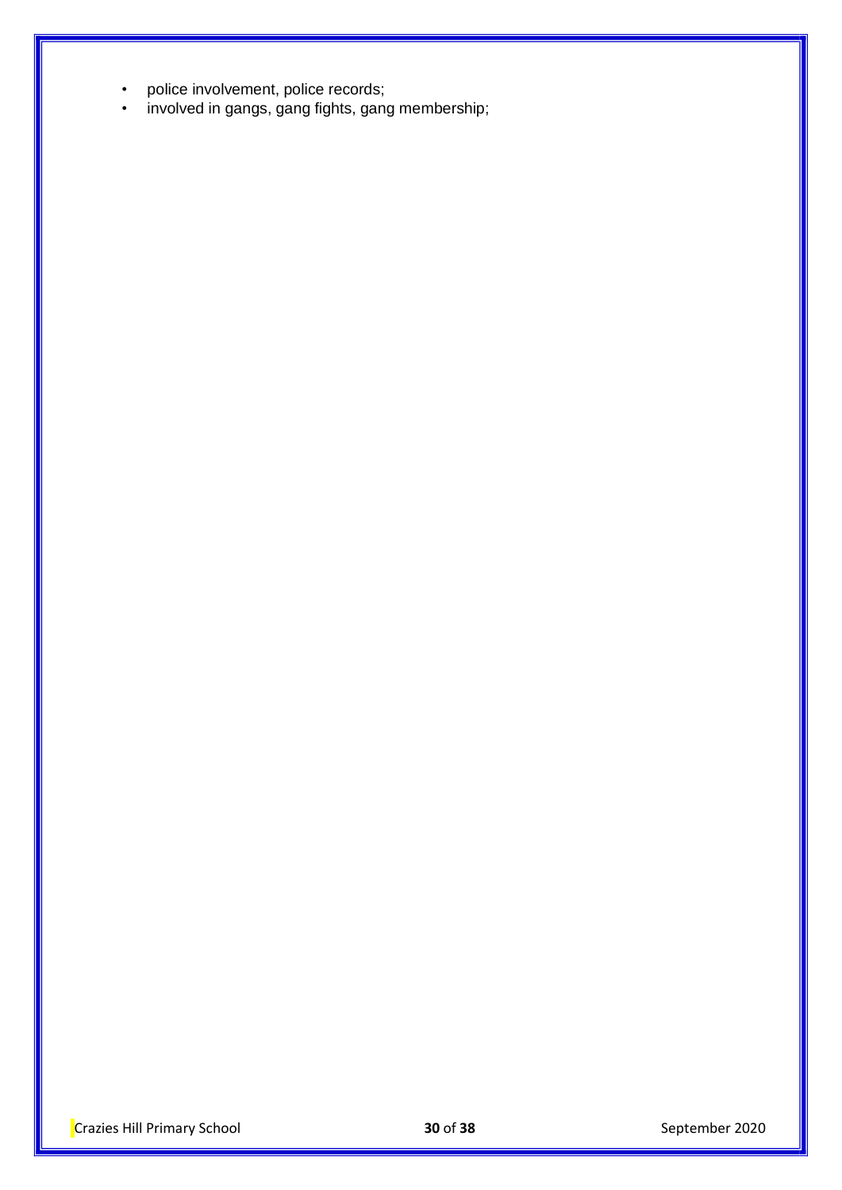- police involvement, police records;
- involved in gangs, gang fights, gang membership;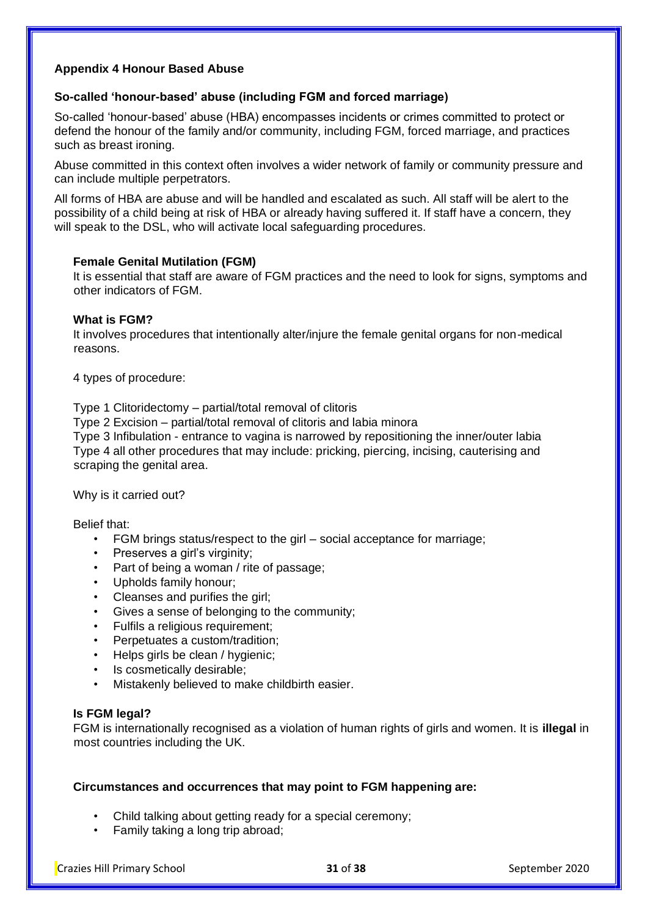**Appendix 4 Honour Based Abuse**

**So-called 'honour-based' abuse (including FGM and forced marriage)**

So-called 'honour-based' abuse (HBA) encompasses incidents or crimes committed to protect or defend the honour of the family and/or community, including FGM, forced marriage, and practices such as breast ironing.

Abuse committed in this context often involves a wider network of family or community pressure and can include multiple perpetrators.

All forms of HBA are abuse and will be handled and escalated as such. All staff will be alert to the possibility of a child being at risk of HBA or already having suffered it. If staff have a concern, they will speak to the DSL, who will activate local safeguarding procedures.

**Female Genital Mutilation (FGM)**

It is essential that staff are aware of FGM practices and the need to look for signs, symptoms and other indicators of FGM.

**What is FGM?**

It involves procedures that intentionally alter/injure the female genital organs for non-medical reasons.

4 types of procedure:

Type 1 Clitoridectomy – partial/total removal of clitoris
Type 2 Excision – partial/total removal of clitoris and labia minora
Type 3 Infibulation - entrance to vagina is narrowed by repositioning the inner/outer labia
Type 4 all other procedures that may include: pricking, piercing, incising, cauterising and scraping the genital area.

Why is it carried out?

Belief that:

- FGM brings status/respect to the girl – social acceptance for marriage;
- Preserves a girl's virginity;
- Part of being a woman / rite of passage;
- Upholds family honour;
- Cleanses and purifies the girl;
- Gives a sense of belonging to the community;
- Fulfils a religious requirement;
- Perpetuates a custom/tradition;
- Helps girls be clean / hygienic;
- Is cosmetically desirable;
- Mistakenly believed to make childbirth easier.

**Is FGM legal?**

FGM is internationally recognised as a violation of human rights of girls and women. It is **illegal** in most countries including the UK.

**Circumstances and occurrences that may point to FGM happening are:**

- Child talking about getting ready for a special ceremony;
- Family taking a long trip abroad;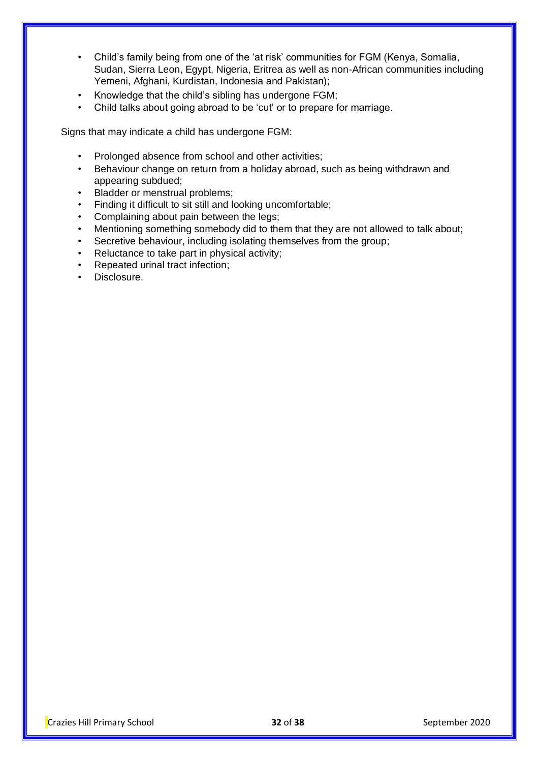- Child's family being from one of the 'at risk' communities for FGM (Kenya, Somalia, Sudan, Sierra Leon, Egypt, Nigeria, Eritrea as well as non-African communities including Yemeni, Afghani, Kurdistan, Indonesia and Pakistan);
- Knowledge that the child's sibling has undergone FGM;
- Child talks about going abroad to be 'cut' or to prepare for marriage.

Signs that may indicate a child has undergone FGM:

- Prolonged absence from school and other activities;
- Behaviour change on return from a holiday abroad, such as being withdrawn and appearing subdued;
- Bladder or menstrual problems;
- Finding it difficult to sit still and looking uncomfortable;
- Complaining about pain between the legs;
- Mentioning something somebody did to them that they are not allowed to talk about;
- Secretive behaviour, including isolating themselves from the group;
- Reluctance to take part in physical activity;
- Repeated urinal tract infection;
- Disclosure.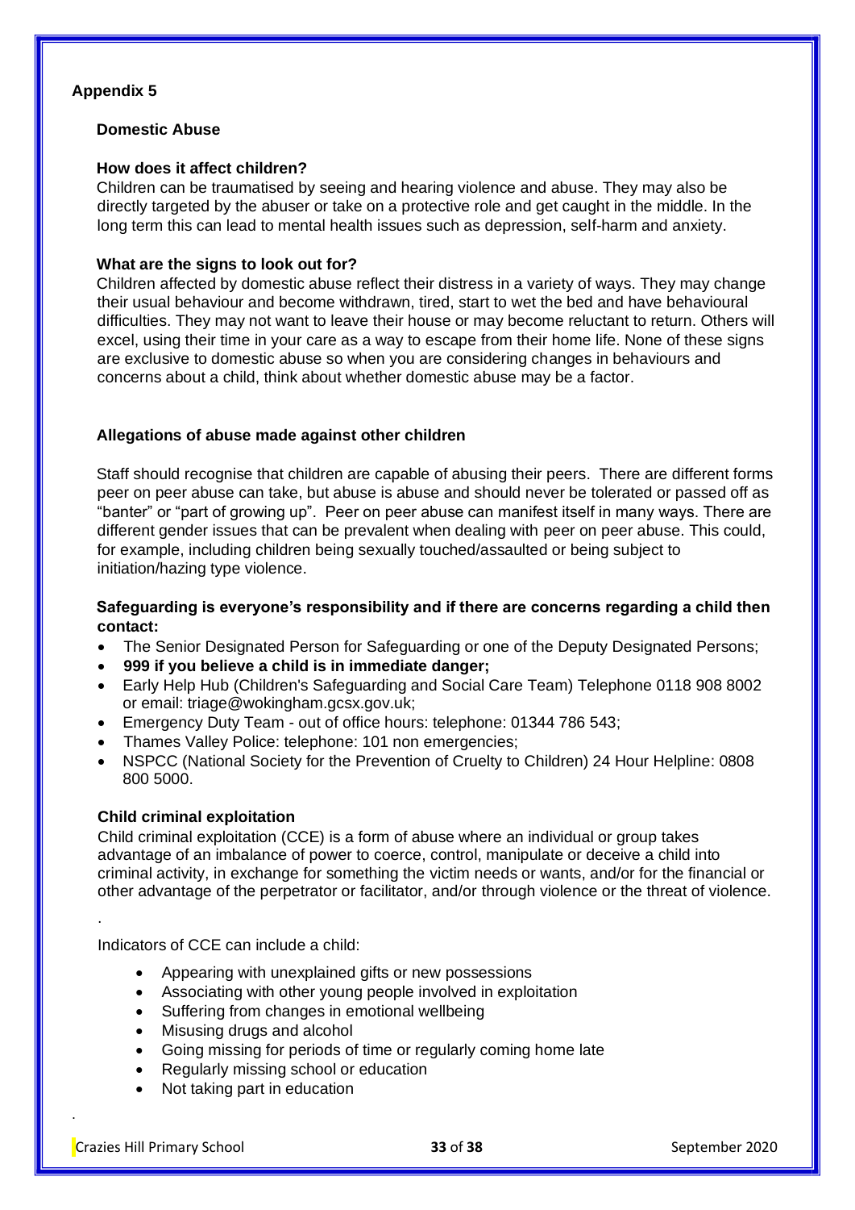## Appendix 5

### Domestic Abuse

**How does it affect children?**

Children can be traumatised by seeing and hearing violence and abuse. They may also be directly targeted by the abuser or take on a protective role and get caught in the middle. In the long term this can lead to mental health issues such as depression, self-harm and anxiety.

**What are the signs to look out for?**

Children affected by domestic abuse reflect their distress in a variety of ways. They may change their usual behaviour and become withdrawn, tired, start to wet the bed and have behavioural difficulties. They may not want to leave their house or may become reluctant to return. Others will excel, using their time in your care as a way to escape from their home life. None of these signs are exclusive to domestic abuse so when you are considering changes in behaviours and concerns about a child, think about whether domestic abuse may be a factor.

### Allegations of abuse made against other children

Staff should recognise that children are capable of abusing their peers. There are different forms peer on peer abuse can take, but abuse is abuse and should never be tolerated or passed off as "banter" or "part of growing up". Peer on peer abuse can manifest itself in many ways. There are different gender issues that can be prevalent when dealing with peer on peer abuse. This could, for example, including children being sexually touched/assaulted or being subject to initiation/hazing type violence.

**Safeguarding is everyone's responsibility and if there are concerns regarding a child then contact:**

- The Senior Designated Person for Safeguarding or one of the Deputy Designated Persons;
- **999 if you believe a child is in immediate danger;**
- Early Help Hub (Children's Safeguarding and Social Care Team) Telephone 0118 908 8002 or email: triage@wokingham.gcsx.gov.uk;
- Emergency Duty Team - out of office hours: telephone: 01344 786 543;
- Thames Valley Police: telephone: 101 non emergencies;
- NSPCC (National Society for the Prevention of Cruelty to Children) 24 Hour Helpline: 0808 800 5000.

### Child criminal exploitation

Child criminal exploitation (CCE) is a form of abuse where an individual or group takes advantage of an imbalance of power to coerce, control, manipulate or deceive a child into criminal activity, in exchange for something the victim needs or wants, and/or for the financial or other advantage of the perpetrator or facilitator, and/or through violence or the threat of violence.

Indicators of CCE can include a child:

- Appearing with unexplained gifts or new possessions
- Associating with other young people involved in exploitation
- Suffering from changes in emotional wellbeing
- Misusing drugs and alcohol
- Going missing for periods of time or regularly coming home late
- Regularly missing school or education
- Not taking part in education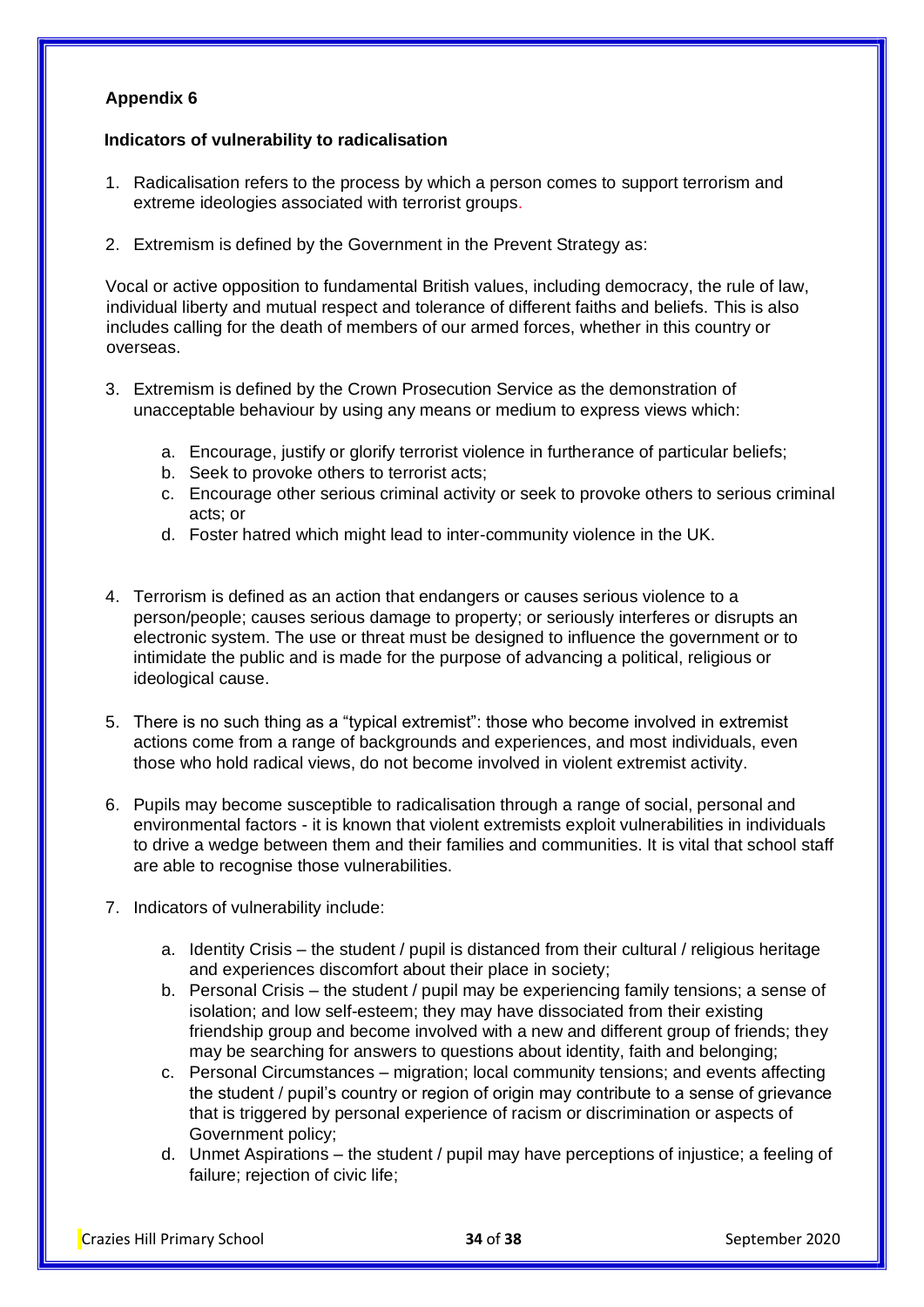**Appendix 6**

**Indicators of vulnerability to radicalisation**

1. Radicalisation refers to the process by which a person comes to support terrorism and extreme ideologies associated with terrorist groups.

2. Extremism is defined by the Government in the Prevent Strategy as:

Vocal or active opposition to fundamental British values, including democracy, the rule of law, individual liberty and mutual respect and tolerance of different faiths and beliefs. This is also includes calling for the death of members of our armed forces, whether in this country or overseas.

3. Extremism is defined by the Crown Prosecution Service as the demonstration of unacceptable behaviour by using any means or medium to express views which:

    a. Encourage, justify or glorify terrorist violence in furtherance of particular beliefs;
    b. Seek to provoke others to terrorist acts;
    c. Encourage other serious criminal activity or seek to provoke others to serious criminal acts; or
    d. Foster hatred which might lead to inter-community violence in the UK.

4. Terrorism is defined as an action that endangers or causes serious violence to a person/people; causes serious damage to property; or seriously interferes or disrupts an electronic system. The use or threat must be designed to influence the government or to intimidate the public and is made for the purpose of advancing a political, religious or ideological cause.

5. There is no such thing as a "typical extremist": those who become involved in extremist actions come from a range of backgrounds and experiences, and most individuals, even those who hold radical views, do not become involved in violent extremist activity.

6. Pupils may become susceptible to radicalisation through a range of social, personal and environmental factors - it is known that violent extremists exploit vulnerabilities in individuals to drive a wedge between them and their families and communities. It is vital that school staff are able to recognise those vulnerabilities.

7. Indicators of vulnerability include:

    a. Identity Crisis – the student / pupil is distanced from their cultural / religious heritage and experiences discomfort about their place in society;
    b. Personal Crisis – the student / pupil may be experiencing family tensions; a sense of isolation; and low self-esteem; they may have dissociated from their existing friendship group and become involved with a new and different group of friends; they may be searching for answers to questions about identity, faith and belonging;
    c. Personal Circumstances – migration; local community tensions; and events affecting the student / pupil's country or region of origin may contribute to a sense of grievance that is triggered by personal experience of racism or discrimination or aspects of Government policy;
    d. Unmet Aspirations – the student / pupil may have perceptions of injustice; a feeling of failure; rejection of civic life;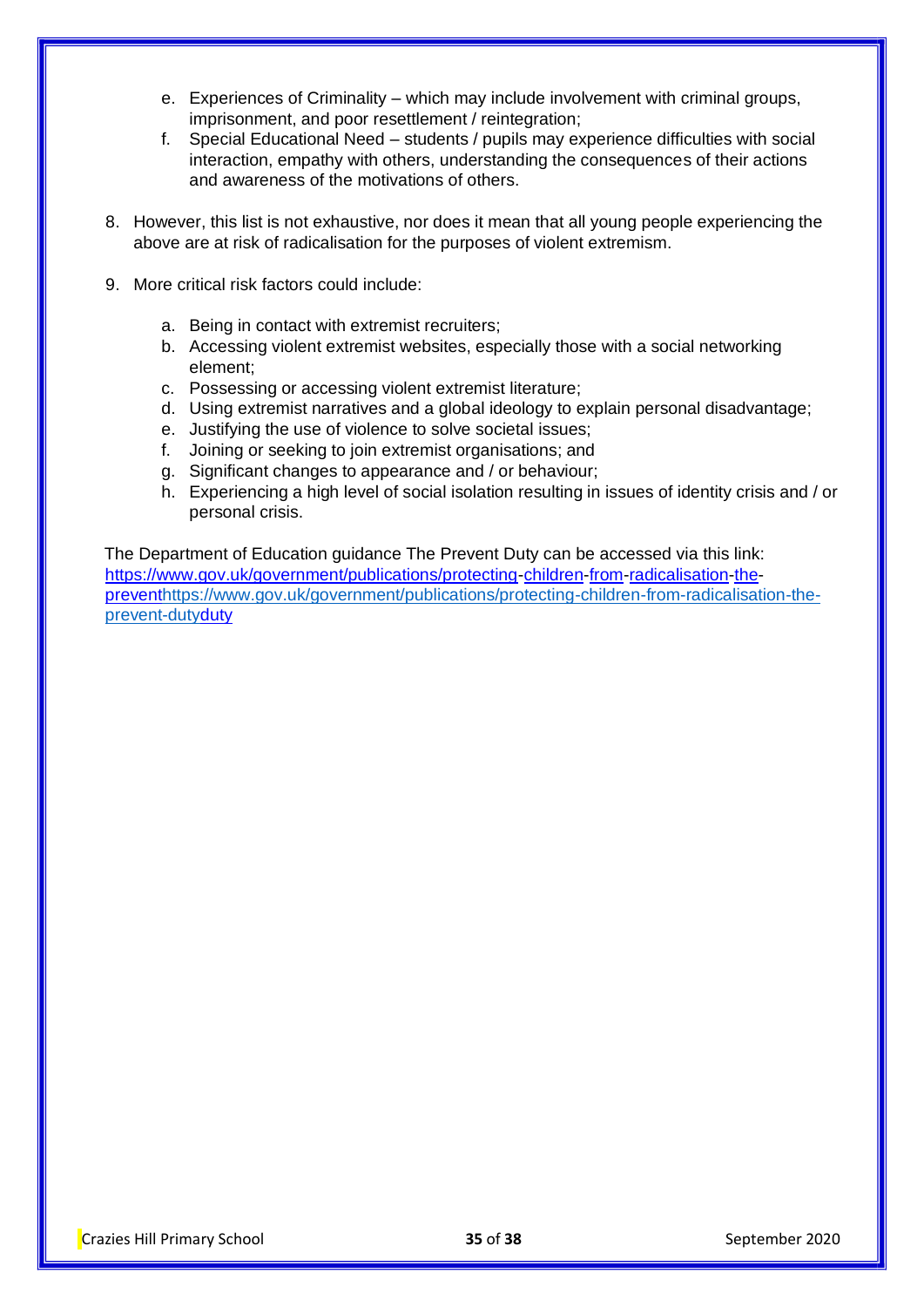e. Experiences of Criminality – which may include involvement with criminal groups, imprisonment, and poor resettlement / reintegration;
   f. Special Educational Need – students / pupils may experience difficulties with social interaction, empathy with others, understanding the consequences of their actions and awareness of the motivations of others.

8. However, this list is not exhaustive, nor does it mean that all young people experiencing the above are at risk of radicalisation for the purposes of violent extremism.

9. More critical risk factors could include:

   a. Being in contact with extremist recruiters;
   b. Accessing violent extremist websites, especially those with a social networking element;
   c. Possessing or accessing violent extremist literature;
   d. Using extremist narratives and a global ideology to explain personal disadvantage;
   e. Justifying the use of violence to solve societal issues;
   f. Joining or seeking to join extremist organisations; and
   g. Significant changes to appearance and / or behaviour;
   h. Experiencing a high level of social isolation resulting in issues of identity crisis and / or personal crisis.

The Department of Education guidance The Prevent Duty can be accessed via this link: https://www.gov.uk/government/publications/protecting-children-from-radicalisation-the-preventhttps://www.gov.uk/government/publications/protecting-children-from-radicalisation-the-prevent-dutyduty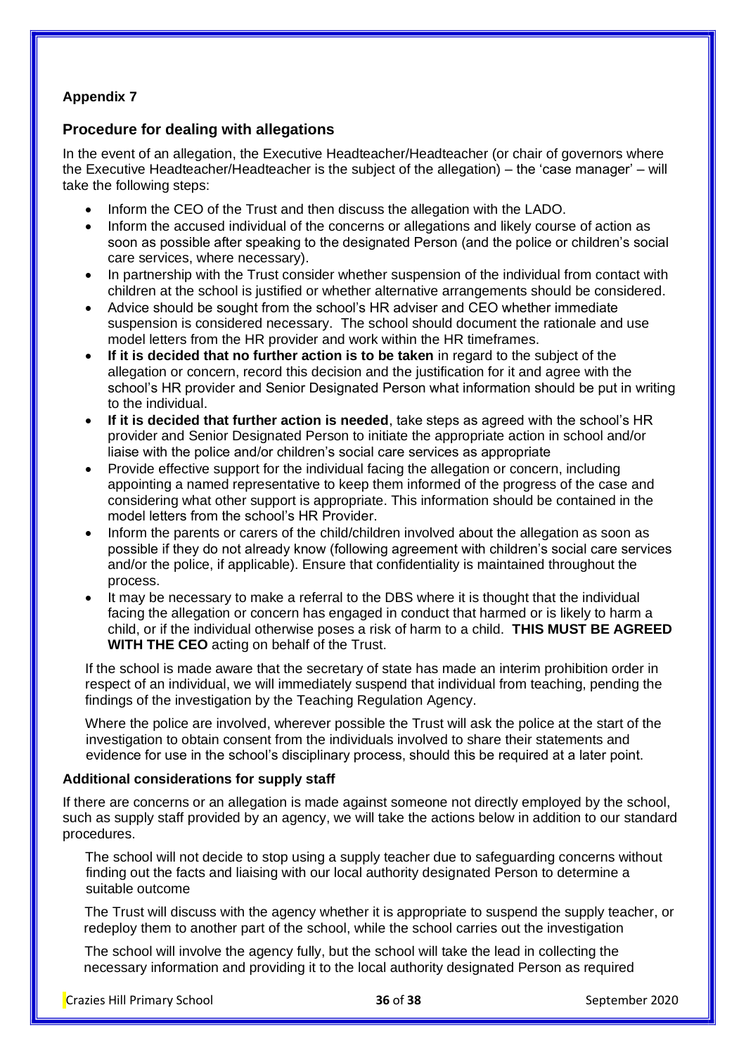**Appendix 7**

## Procedure for dealing with allegations

In the event of an allegation, the Executive Headteacher/Headteacher (or chair of governors where the Executive Headteacher/Headteacher is the subject of the allegation) – the 'case manager' – will take the following steps:

- Inform the CEO of the Trust and then discuss the allegation with the LADO.
- Inform the accused individual of the concerns or allegations and likely course of action as soon as possible after speaking to the designated Person (and the police or children's social care services, where necessary).
- In partnership with the Trust consider whether suspension of the individual from contact with children at the school is justified or whether alternative arrangements should be considered.
- Advice should be sought from the school's HR adviser and CEO whether immediate suspension is considered necessary. The school should document the rationale and use model letters from the HR provider and work within the HR timeframes.
- **If it is decided that no further action is to be taken** in regard to the subject of the allegation or concern, record this decision and the justification for it and agree with the school's HR provider and Senior Designated Person what information should be put in writing to the individual.
- **If it is decided that further action is needed**, take steps as agreed with the school's HR provider and Senior Designated Person to initiate the appropriate action in school and/or liaise with the police and/or children's social care services as appropriate
- Provide effective support for the individual facing the allegation or concern, including appointing a named representative to keep them informed of the progress of the case and considering what other support is appropriate. This information should be contained in the model letters from the school's HR Provider.
- Inform the parents or carers of the child/children involved about the allegation as soon as possible if they do not already know (following agreement with children's social care services and/or the police, if applicable). Ensure that confidentiality is maintained throughout the process.
- It may be necessary to make a referral to the DBS where it is thought that the individual facing the allegation or concern has engaged in conduct that harmed or is likely to harm a child, or if the individual otherwise poses a risk of harm to a child. **THIS MUST BE AGREED WITH THE CEO** acting on behalf of the Trust.

If the school is made aware that the secretary of state has made an interim prohibition order in respect of an individual, we will immediately suspend that individual from teaching, pending the findings of the investigation by the Teaching Regulation Agency.

Where the police are involved, wherever possible the Trust will ask the police at the start of the investigation to obtain consent from the individuals involved to share their statements and evidence for use in the school's disciplinary process, should this be required at a later point.

### Additional considerations for supply staff

If there are concerns or an allegation is made against someone not directly employed by the school, such as supply staff provided by an agency, we will take the actions below in addition to our standard procedures.

The school will not decide to stop using a supply teacher due to safeguarding concerns without finding out the facts and liaising with our local authority designated Person to determine a suitable outcome

The Trust will discuss with the agency whether it is appropriate to suspend the supply teacher, or redeploy them to another part of the school, while the school carries out the investigation

The school will involve the agency fully, but the school will take the lead in collecting the necessary information and providing it to the local authority designated Person as required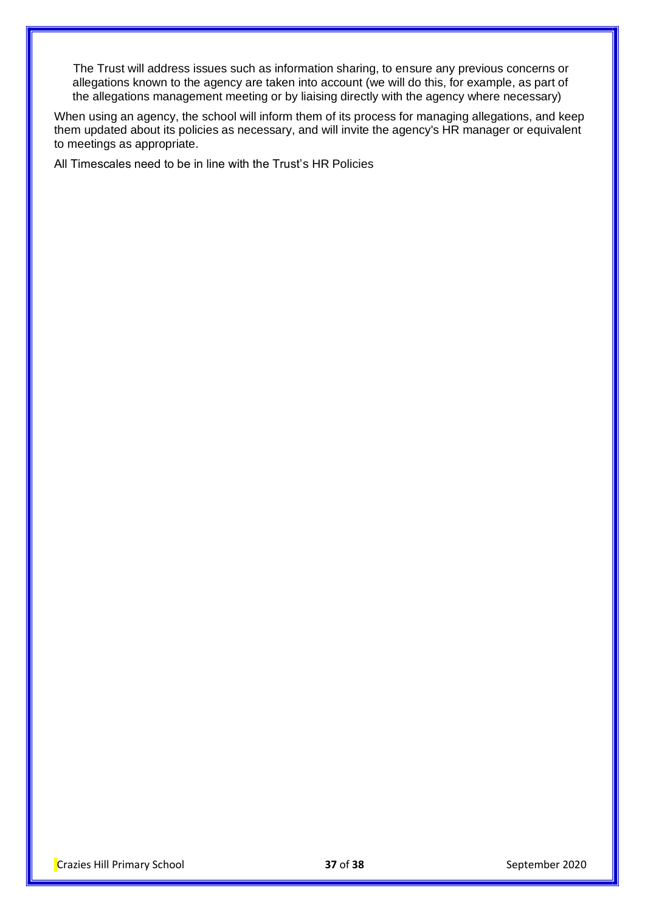The Trust will address issues such as information sharing, to ensure any previous concerns or allegations known to the agency are taken into account (we will do this, for example, as part of the allegations management meeting or by liaising directly with the agency where necessary)

When using an agency, the school will inform them of its process for managing allegations, and keep them updated about its policies as necessary, and will invite the agency's HR manager or equivalent to meetings as appropriate.

All Timescales need to be in line with the Trust's HR Policies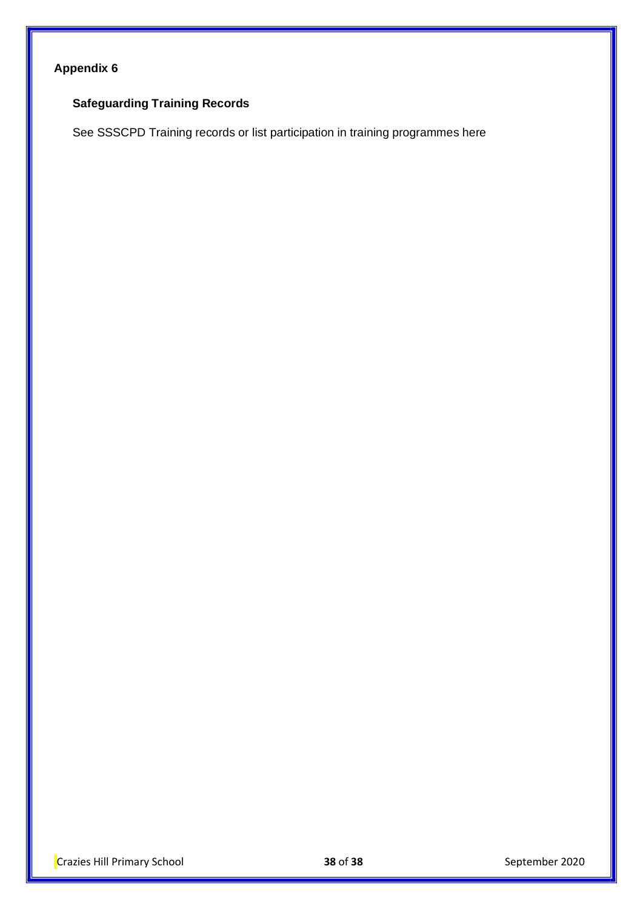**Appendix 6**

**Safeguarding Training Records**

See SSSCPD Training records or list participation in training programmes here